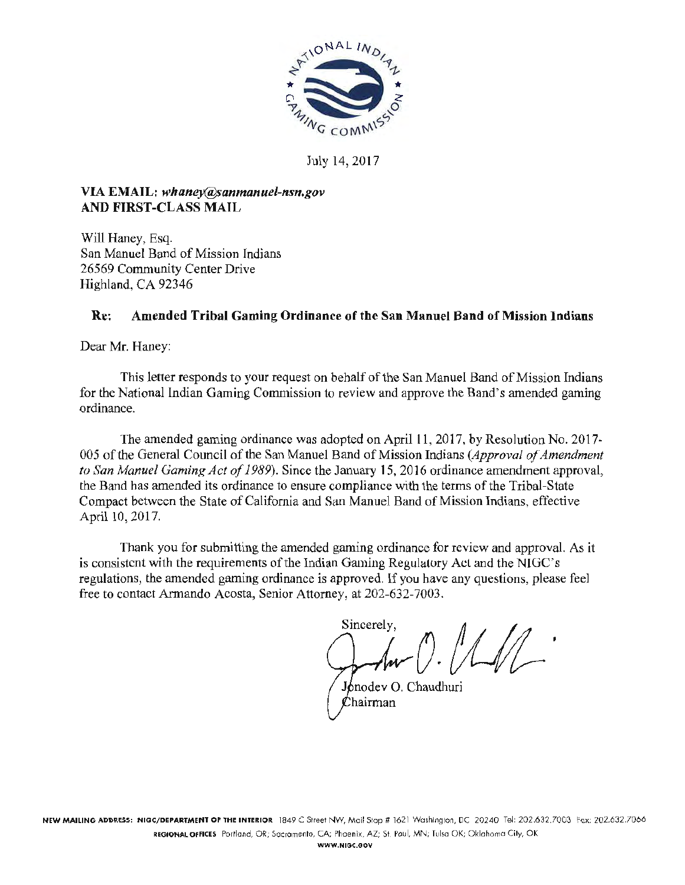July 14, 2017

**VIA EMAIL:** ***whaney@sanmanuel-nsn.gov***
**AND FIRST-CLASS MAIL**

Will Haney, Esq.
San Manuel Band of Mission Indians
26569 Community Center Drive
Highland, CA 92346

**Re: Amended Tribal Gaming Ordinance of the San Manuel Band of Mission Indians**

Dear Mr. Haney:

This letter responds to your request on behalf of the San Manuel Band of Mission Indians for the National Indian Gaming Commission to review and approve the Band's amended gaming ordinance.

The amended gaming ordinance was adopted on April 11, 2017, by Resolution No. 2017-005 of the General Council of the San Manuel Band of Mission Indians (*Approval of Amendment to San Manuel Gaming Act of 1989*). Since the January 15, 2016 ordinance amendment approval, the Band has amended its ordinance to ensure compliance with the terms of the Tribal-State Compact between the State of California and San Manuel Band of Mission Indians, effective April 10, 2017.

Thank you for submitting the amended gaming ordinance for review and approval. As it is consistent with the requirements of the Indian Gaming Regulatory Act and the NIGC's regulations, the amended gaming ordinance is approved. If you have any questions, please feel free to contact Armando Acosta, Senior Attorney, at 202-632-7003.

Sincerely,

Jonodev O. Chaudhuri
Chairman

NEW MAILING ADDRESS: NIGC/DEPARTMENT OF THE INTERIOR 1849 C Street NW, Mail Stop # 1621 Washington, DC 20240 Tel: 202.632.7003 Fax: 202.632.7066
REGIONAL OFFICES Portland, OR; Sacramento, CA; Phoenix, AZ; St. Paul, MN; Tulsa OK; Oklahoma City, OK
WWW.NIGC.GOV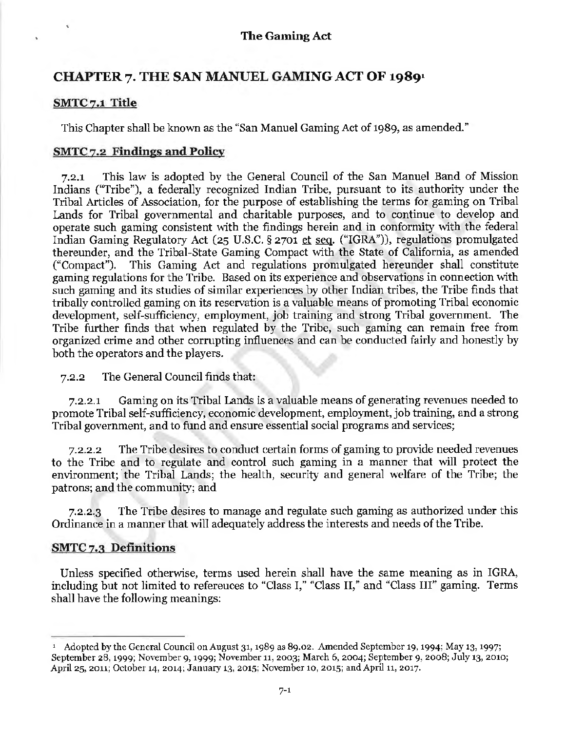# CHAPTER 7. THE SAN MANUEL GAMING ACT OF 1989[1]

## SMTC 7.1 Title

This Chapter shall be known as the "San Manuel Gaming Act of 1989, as amended."

## SMTC 7.2 Findings and Policy

7.2.1 This law is adopted by the General Council of the San Manuel Band of Mission Indians ("Tribe"), a federally recognized Indian Tribe, pursuant to its authority under the Tribal Articles of Association, for the purpose of establishing the terms for gaming on Tribal Lands for Tribal governmental and charitable purposes, and to continue to develop and operate such gaming consistent with the findings herein and in conformity with the federal Indian Gaming Regulatory Act (25 U.S.C. § 2701 et seq. ("IGRA")), regulations promulgated thereunder, and the Tribal-State Gaming Compact with the State of California, as amended ("Compact"). This Gaming Act and regulations promulgated hereunder shall constitute gaming regulations for the Tribe. Based on its experience and observations in connection with such gaming and its studies of similar experiences by other Indian tribes, the Tribe finds that tribally controlled gaming on its reservation is a valuable means of promoting Tribal economic development, self-sufficiency, employment, job training and strong Tribal government. The Tribe further finds that when regulated by the Tribe, such gaming can remain free from organized crime and other corrupting influences and can be conducted fairly and honestly by both the operators and the players.

7.2.2 The General Council finds that:

7.2.2.1 Gaming on its Tribal Lands is a valuable means of generating revenues needed to promote Tribal self-sufficiency, economic development, employment, job training, and a strong Tribal government, and to fund and ensure essential social programs and services;

7.2.2.2 The Tribe desires to conduct certain forms of gaming to provide needed revenues to the Tribe and to regulate and control such gaming in a manner that will protect the environment; the Tribal Lands; the health, security and general welfare of the Tribe; the patrons; and the community; and

7.2.2.3 The Tribe desires to manage and regulate such gaming as authorized under this Ordinance in a manner that will adequately address the interests and needs of the Tribe.

## SMTC 7.3 Definitions

Unless specified otherwise, terms used herein shall have the same meaning as in IGRA, including but not limited to refereuces to "Class I," "Class II," and "Class III" gaming. Terms shall have the following meanings:

---

[1] Adopted by the General Council on August 31, 1989 as 89.02. Amended September 19, 1994; May 13, 1997; September 28, 1999; November 9, 1999; November 11, 2003; March 6, 2004; September 9, 2008; July 13, 2010; April 25, 2011; October 14, 2014; January 13, 2015; November 10, 2015; and April 11, 2017.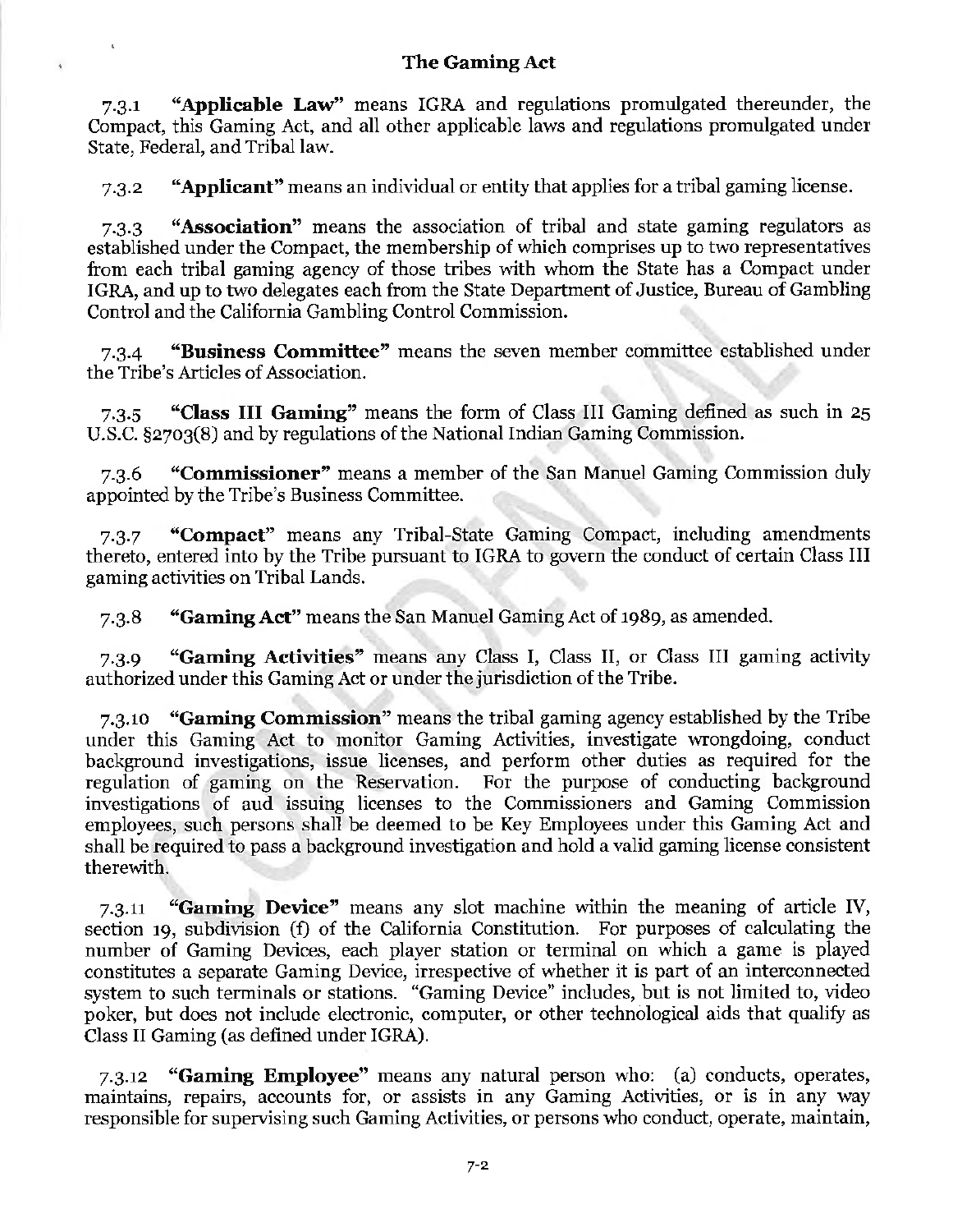**The Gaming Act**

7.3.1 **"Applicable Law"** means IGRA and regulations promulgated thereunder, the Compact, this Gaming Act, and all other applicable laws and regulations promulgated under State, Federal, and Tribal law.

7.3.2 **"Applicant"** means an individual or entity that applies for a tribal gaming license.

7.3.3 **"Association"** means the association of tribal and state gaming regulators as established under the Compact, the membership of which comprises up to two representatives from each tribal gaming agency of those tribes with whom the State has a Compact under IGRA, and up to two delegates each from the State Department of Justice, Bureau of Gambling Control and the California Gambling Control Commission.

7.3.4 **"Business Committee"** means the seven member committee established under the Tribe's Articles of Association.

7.3.5 **"Class III Gaming"** means the form of Class III Gaming defined as such in 25 U.S.C. §2703(8) and by regulations of the National Indian Gaming Commission.

7.3.6 **"Commissioner"** means a member of the San Manuel Gaming Commission duly appointed by the Tribe's Business Committee.

7.3.7 **"Compact"** means any Tribal-State Gaming Compact, including amendments thereto, entered into by the Tribe pursuant to IGRA to govern the conduct of certain Class III gaming activities on Tribal Lands.

7.3.8 **"Gaming Act"** means the San Manuel Gaming Act of 1989, as amended.

7.3.9 **"Gaming Activities"** means any Class I, Class II, or Class III gaming activity authorized under this Gaming Act or under the jurisdiction of the Tribe.

7.3.10 **"Gaming Commission"** means the tribal gaming agency established by the Tribe under this Gaming Act to monitor Gaming Activities, investigate wrongdoing, conduct background investigations, issue licenses, and perform other duties as required for the regulation of gaming on the Reservation. For the purpose of conducting background investigations of aud issuing licenses to the Commissioners and Gaming Commission employees, such persons shall be deemed to be Key Employees under this Gaming Act and shall be required to pass a background investigation and hold a valid gaming license consistent therewith.

7.3.11 **"Gaming Device"** means any slot machine within the meaning of article IV, section 19, subdivision (f) of the California Constitution. For purposes of calculating the number of Gaming Devices, each player station or terminal on which a game is played constitutes a separate Gaming Device, irrespective of whether it is part of an interconnected system to such terminals or stations. "Gaming Device" includes, but is not limited to, video poker, but does not include electronic, computer, or other technological aids that qualify as Class II Gaming (as defined under IGRA).

7.3.12 **"Gaming Employee"** means any natural person who: (a) conducts, operates, maintains, repairs, accounts for, or assists in any Gaming Activities, or is in any way responsible for supervising such Gaming Activities, or persons who conduct, operate, maintain,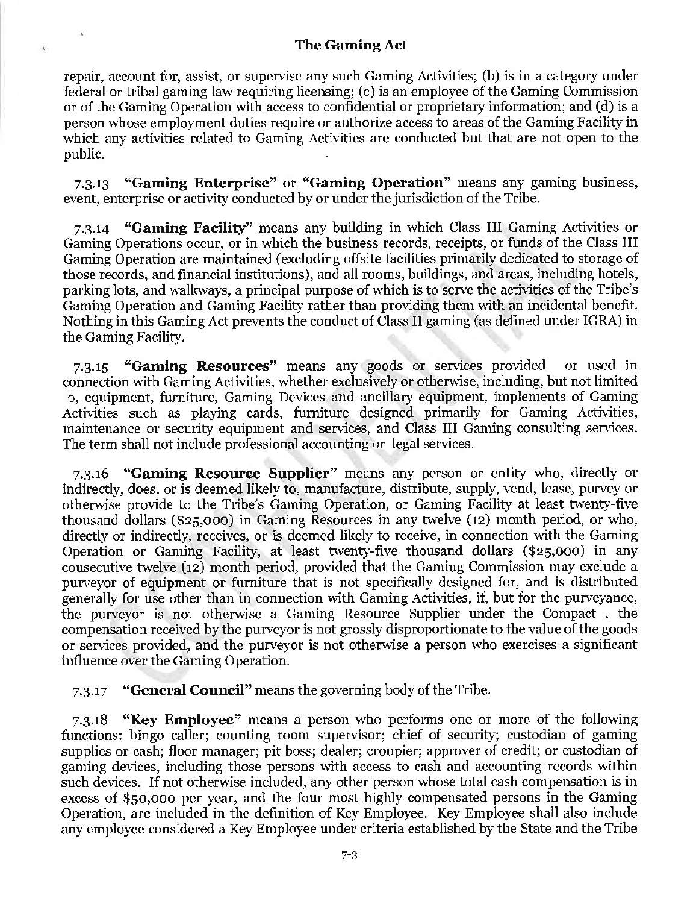repair, account for, assist, or supervise any such Gaming Activities; (b) is in a category under federal or tribal gaming law requiring licensing; (c) is an employee of the Gaming Commission or of the Gaming Operation with access to confidential or proprietary information; and (d) is a person whose employment duties require or authorize access to areas of the Gaming Facility in which any activities related to Gaming Activities are conducted but that are not open to the public.

7.3.13 **"Gaming Enterprise"** or **"Gaming Operation"** means any gaming business, event, enterprise or activity conducted by or under the jurisdiction of the Tribe.

7.3.14 **"Gaming Facility"** means any building in which Class III Gaming Activities or Gaming Operations occur, or in which the business records, receipts, or funds of the Class III Gaming Operation are maintained (excluding offsite facilities primarily dedicated to storage of those records, and financial institutions), and all rooms, buildings, and areas, including hotels, parking lots, and walkways, a principal purpose of which is to serve the activities of the Tribe's Gaming Operation and Gaming Facility rather than providing them with an incidental benefit. Nothing in this Gaming Act prevents the conduct of Class II gaming (as defined under IGRA) in the Gaming Facility.

7.3.15 **"Gaming Resources"** means any goods or services provided or used in connection with Gaming Activities, whether exclusively or otherwise, including, but not limited o, equipment, furniture, Gaming Devices and ancillary equipment, implements of Gaming Activities such as playing cards, furniture designed primarily for Gaming Activities, maintenance or security equipment and services, and Class III Gaming consulting services. The term shall not include professional accounting or legal services.

7.3.16 **"Gaming Resource Supplier"** means any person or entity who, directly or indirectly, does, or is deemed likely to, manufacture, distribute, supply, vend, lease, purvey or otherwise provide to the Tribe's Gaming Operation, or Gaming Facility at least twenty-five thousand dollars ($25,000) in Gaming Resources in any twelve (12) month period, or who, directly or indirectly, receives, or is deemed likely to receive, in connection with the Gaming Operation or Gaming Facility, at least twenty-five thousand dollars ($25,000) in any cousecutive twelve (12) month period, provided that the Gamiug Commission may exclude a purveyor of equipment or furniture that is not specifically designed for, and is distributed generally for use other than in connection with Gaming Activities, if, but for the purveyance, the purveyor is not otherwise a Gaming Resource Supplier under the Compact , the compensation received by the purveyor is not grossly disproportionate to the value of the goods or services provided, and the purveyor is not otherwise a person who exercises a significant influence over the Gaming Operation.

7.3.17 **"General Council"** means the governing body of the Tribe.

7.3.18 **"Key Employee"** means a person who performs one or more of the following functions: bingo caller; counting room supervisor; chief of security; custodian of gaming supplies or cash; floor manager; pit boss; dealer; croupier; approver of credit; or custodian of gaming devices, including those persons with access to cash and accounting records within such devices. If not otherwise included, any other person whose total cash compensation is in excess of $50,000 per year, and the four most highly compensated persons in the Gaming Operation, are included in the definition of Key Employee. Key Employee shall also include any employee considered a Key Employee under criteria established by the State and the Tribe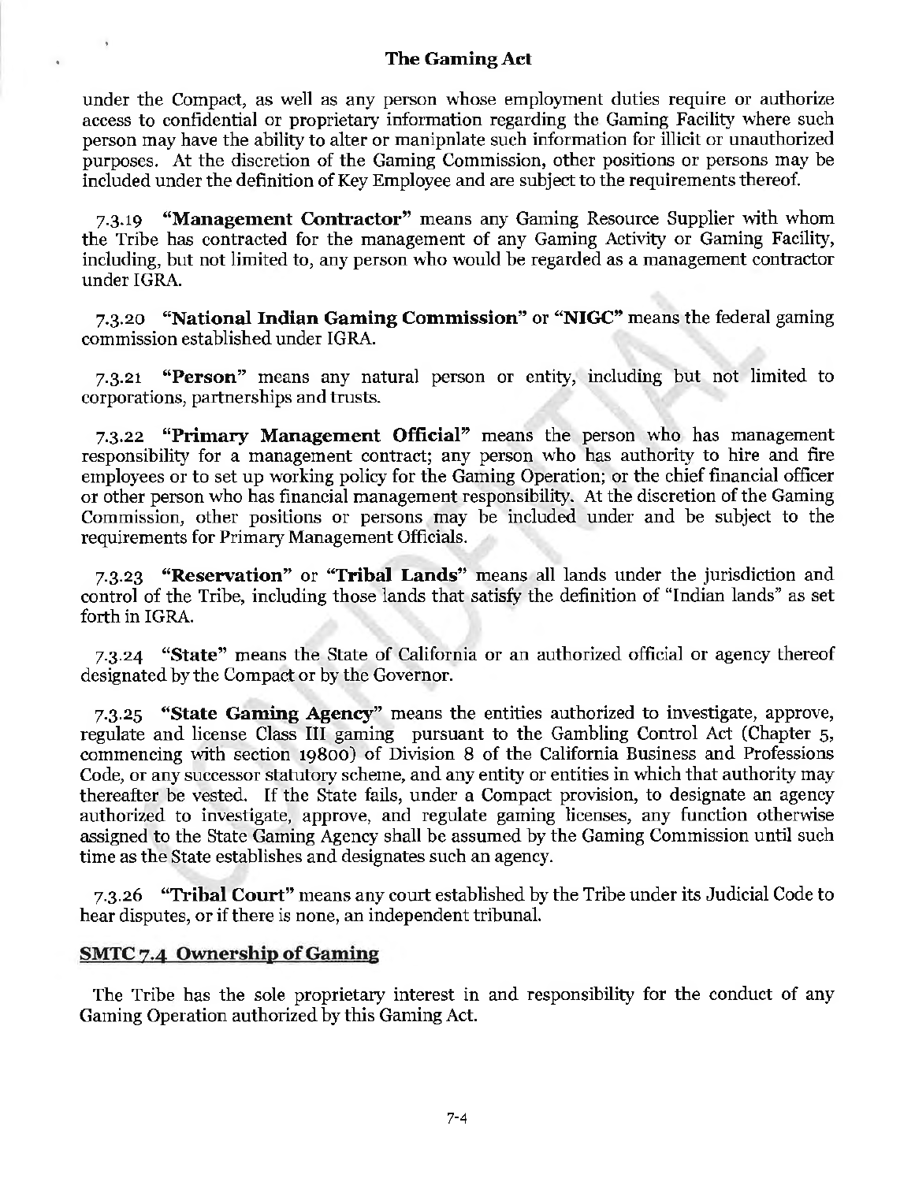under the Compact, as well as any person whose employment duties require or authorize access to confidential or proprietary information regarding the Gaming Facility where such person may have the ability to alter or manipulate such information for illicit or unauthorized purposes. At the discretion of the Gaming Commission, other positions or persons may be included under the definition of Key Employee and are subject to the requirements thereof.

7.3.19 **"Management Contractor"** means any Gaming Resource Supplier with whom the Tribe has contracted for the management of any Gaming Activity or Gaming Facility, including, but not limited to, any person who would be regarded as a management contractor under IGRA.

7.3.20 **"National Indian Gaming Commission"** or **"NIGC"** means the federal gaming commission established under IGRA.

7.3.21 **"Person"** means any natural person or entity, including but not limited to corporations, partnerships and trusts.

7.3.22 **"Primary Management Official"** means the person who has management responsibility for a management contract; any person who has authority to hire and fire employees or to set up working policy for the Gaming Operation; or the chief financial officer or other person who has financial management responsibility. At the discretion of the Gaming Commission, other positions or persons may be included under and be subject to the requirements for Primary Management Officials.

7.3.23 **"Reservation"** or **"Tribal Lands"** means all lands under the jurisdiction and control of the Tribe, including those lands that satisfy the definition of "Indian lands" as set forth in IGRA.

7.3.24 **"State"** means the State of California or an authorized official or agency thereof designated by the Compact or by the Governor.

7.3.25 **"State Gaming Agency"** means the entities authorized to investigate, approve, regulate and license Class III gaming pursuant to the Gambling Control Act (Chapter 5, commencing with section 19800) of Division 8 of the California Business and Professions Code, or any successor statutory scheme, and any entity or entities in which that authority may thereafter be vested. If the State fails, under a Compact provision, to designate an agency authorized to investigate, approve, and regulate gaming licenses, any function otherwise assigned to the State Gaming Agency shall be assumed by the Gaming Commission until such time as the State establishes and designates such an agency.

7.3.26 **"Tribal Court"** means any court established by the Tribe under its Judicial Code to hear disputes, or if there is none, an independent tribunal.

## SMTC 7.4 Ownership of Gaming

The Tribe has the sole proprietary interest in and responsibility for the conduct of any Gaming Operation authorized by this Gaming Act.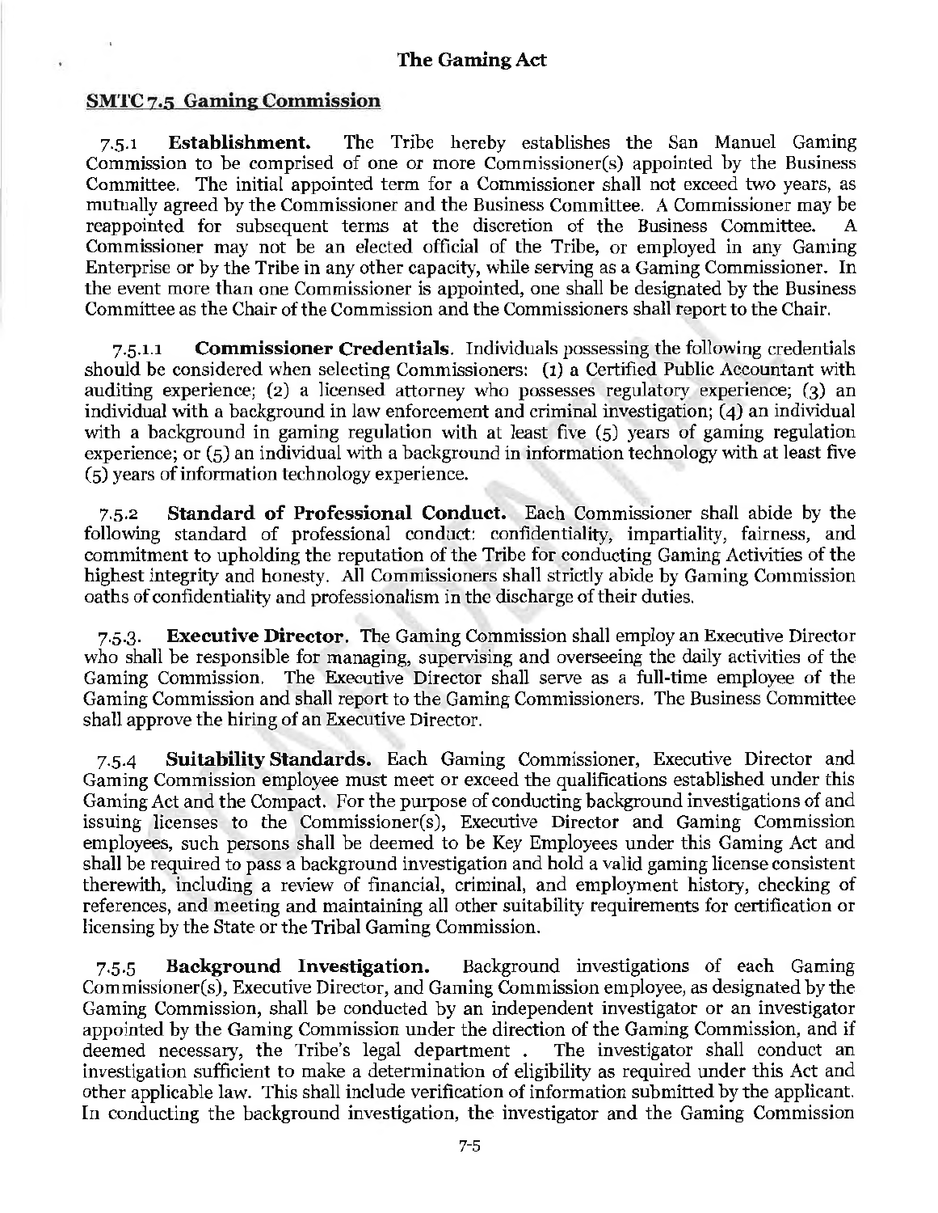## The Gaming Act

### SMTC 7.5 Gaming Commission

7.5.1 **Establishment.** The Tribe hereby establishes the San Manuel Gaming Commission to be comprised of one or more Commissioner(s) appointed by the Business Committee. The initial appointed term for a Commissioner shall not exceed two years, as mutually agreed by the Commissioner and the Business Committee. A Commissioner may be reappointed for subsequent terms at the discretion of the Business Committee. A Commissioner may not be an elected official of the Tribe, or employed in any Gaming Enterprise or by the Tribe in any other capacity, while serving as a Gaming Commissioner. In the event more than one Commissioner is appointed, one shall be designated by the Business Committee as the Chair of the Commission and the Commissioners shall report to the Chair.

7.5.1.1 **Commissioner Credentials**. Individuals possessing the following credentials should be considered when selecting Commissioners: (1) a Certified Public Accountant with auditing experience; (2) a licensed attorney who possesses regulatory experience; (3) an individual with a background in law enforcement and criminal investigation; (4) an individual with a background in gaming regulation with at least five (5) years of gaming regulation experience; or (5) an individual with a background in information technology with at least five (5) years of information technology experience.

7.5.2 **Standard of Professional Conduct.** Each Commissioner shall abide by the following standard of professional conduct: confidentiality, impartiality, fairness, and commitment to upholding the reputation of the Tribe for conducting Gaming Activities of the highest integrity and honesty. All Commissioners shall strictly abide by Gaming Commission oaths of confidentiality and professionalism in the discharge of their duties.

7.5.3. **Executive Director.** The Gaming Commission shall employ an Executive Director who shall be responsible for managing, supervising and overseeing the daily activities of the Gaming Commission. The Executive Director shall serve as a full-time employee of the Gaming Commission and shall report to the Gaming Commissioners. The Business Committee shall approve the hiring of an Executive Director.

7.5.4 **Suitability Standards.** Each Gaming Commissioner, Executive Director and Gaming Commission employee must meet or exceed the qualifications established under this Gaming Act and the Compact. For the purpose of conducting background investigations of and issuing licenses to the Commissioner(s), Executive Director and Gaming Commission employees, such persons shall be deemed to be Key Employees under this Gaming Act and shall be required to pass a background investigation and hold a valid gaming license consistent therewith, including a review of financial, criminal, and employment history, checking of references, and meeting and maintaining all other suitability requirements for certification or licensing by the State or the Tribal Gaming Commission.

7.5.5 **Background Investigation.** Background investigations of each Gaming Commissioner(s), Executive Director, and Gaming Commission employee, as designated by the Gaming Commission, shall be conducted by an independent investigator or an investigator appointed by the Gaming Commission under the direction of the Gaming Commission, and if deemed necessary, the Tribe's legal department . The investigator shall conduct an investigation sufficient to make a determination of eligibility as required under this Act and other applicable law. This shall include verification of information submitted by the applicant. In conducting the background investigation, the investigator and the Gaming Commission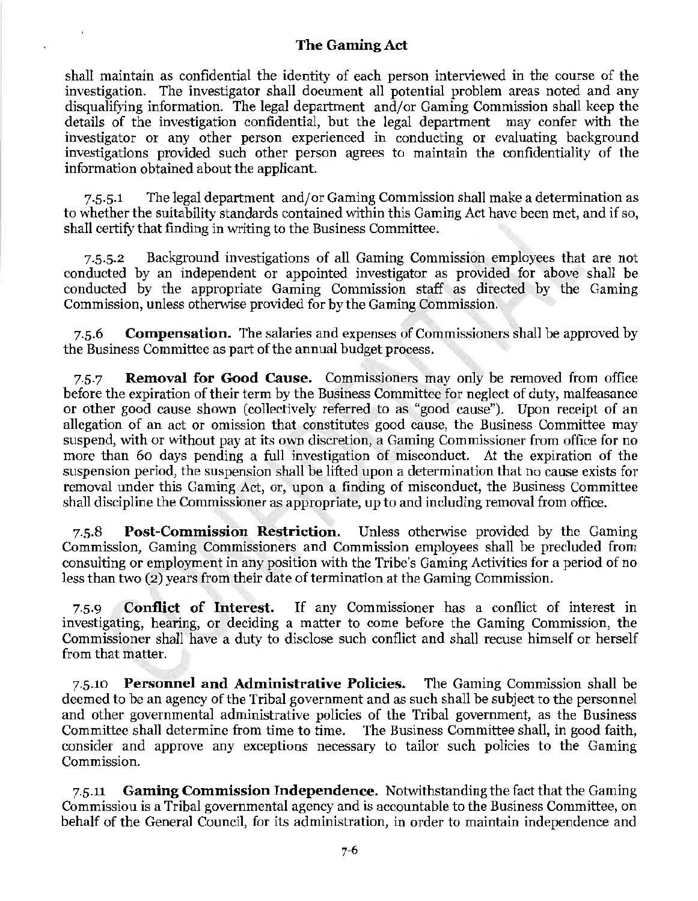shall maintain as confidential the identity of each person interviewed in the course of the investigation. The investigator shall document all potential problem areas noted and any disqualifying information. The legal department and/or Gaming Commission shall keep the details of the investigation confidential, but the legal department may confer with the investigator or any other person experienced in conducting or evaluating background investigations provided such other person agrees to maintain the confidentiality of the information obtained about the applicant.

7.5.5.1 The legal department and/or Gaming Commission shall make a determination as to whether the suitability standards contained within this Gaming Act have been met, and if so, shall certify that finding in writing to the Business Committee.

7.5.5.2 Background investigations of all Gaming Commission employees that are not conducted by an independent or appointed investigator as provided for above shall be conducted by the appropriate Gaming Commission staff as directed by the Gaming Commission, unless otherwise provided for by the Gaming Commission.

7.5.6 **Compensation.** The salaries and expenses of Commissioners shall be approved by the Business Committee as part of the annual budget process.

7.5.7 **Removal for Good Cause.** Commissioners may only be removed from office before the expiration of their term by the Business Committee for neglect of duty, malfeasance or other good cause shown (collectively referred to as "good cause"). Upon receipt of an allegation of an act or omission that constitutes good cause, the Business Committee may suspend, with or without pay at its own discretion, a Gaming Commissioner from office for no more than 60 days pending a full investigation of misconduct. At the expiration of the suspension period, the suspension shall be lifted upon a determination that no cause exists for removal under this Gaming Act, or, upon a finding of misconduct, the Business Committee shall discipline the Commissioner as appropriate, up to and including removal from office.

7.5.8 **Post-Commission Restriction.** Unless otherwise provided by the Gaming Commission, Gaming Commissioners and Commission employees shall be precluded from consulting or employment in any position with the Tribe's Gaming Activities for a period of no less than two (2) years from their date of termination at the Gaming Commission.

7.5.9 **Conflict of Interest.** If any Commissioner has a conflict of interest in investigating, hearing, or deciding a matter to come before the Gaming Commission, the Commissioner shall have a duty to disclose such conflict and shall recuse himself or herself from that matter.

7.5.10 **Personnel and Administrative Policies.** The Gaming Commission shall be deemed to be an agency of the Tribal government and as such shall be subject to the personnel and other governmental administrative policies of the Tribal government, as the Business Committee shall determine from time to time. The Business Committee shall, in good faith, consider and approve any exceptions necessary to tailor such policies to the Gaming Commission.

7.5.11 **Gaming Commission Independence.** Notwithstanding the fact that the Gaming Commissiou is a Tribal governmental agency and is accountable to the Business Committee, on behalf of the General Council, for its administration, in order to maintain independence and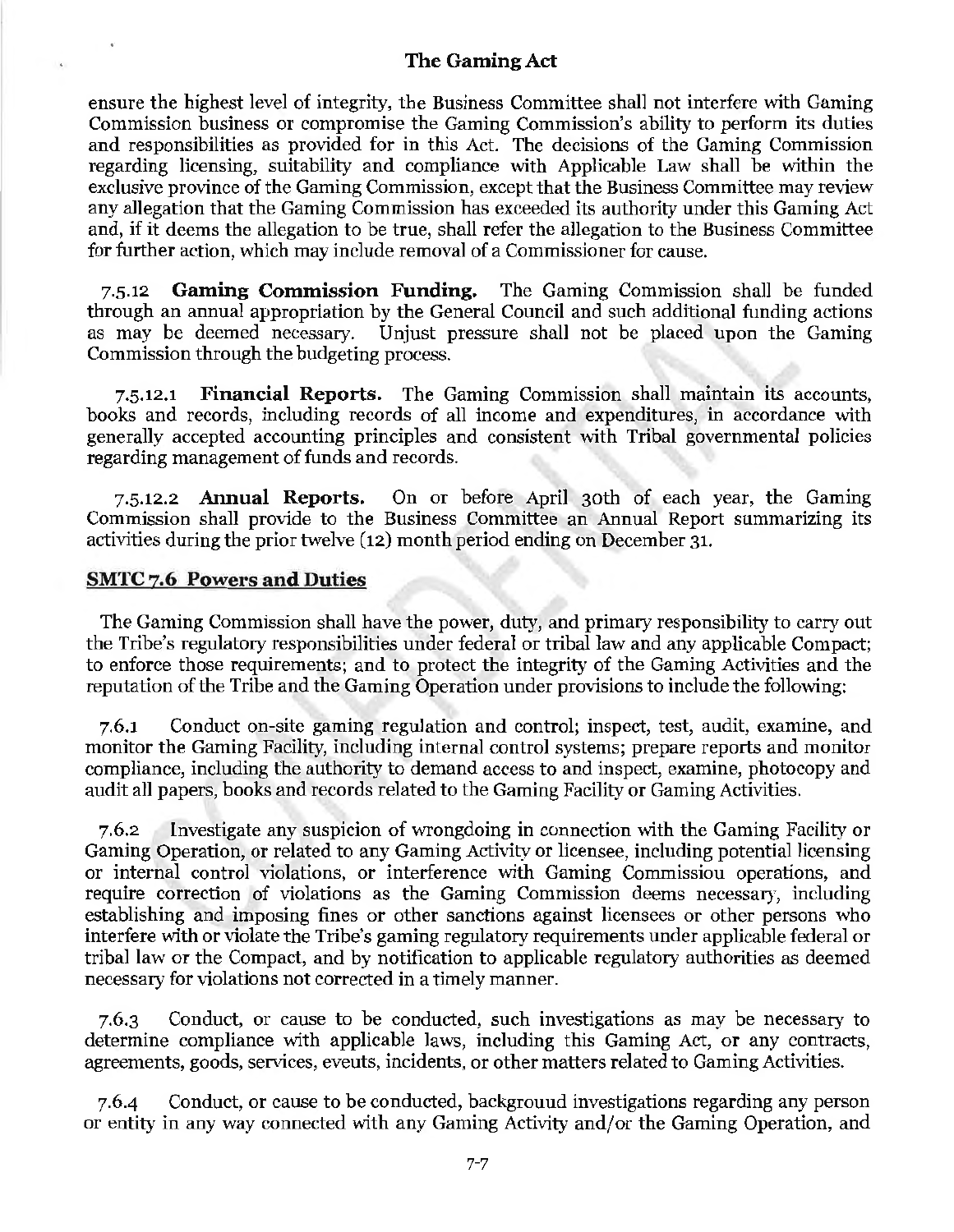ensure the highest level of integrity, the Business Committee shall not interfere with Gaming Commission business or compromise the Gaming Commission's ability to perform its duties and responsibilities as provided for in this Act. The decisions of the Gaming Commission regarding licensing, suitability and compliance with Applicable Law shall be within the exclusive province of the Gaming Commission, except that the Business Committee may review any allegation that the Gaming Commission has exceeded its authority under this Gaming Act and, if it deems the allegation to be true, shall refer the allegation to the Business Committee for further action, which may include removal of a Commissioner for cause.

7.5.12 **Gaming Commission Funding.** The Gaming Commission shall be funded through an annual appropriation by the General Council and such additional funding actions as may be deemed necessary. Unjust pressure shall not be placed upon the Gaming Commission through the budgeting process.

7.5.12.1 **Financial Reports.** The Gaming Commission shall maintain its accounts, books and records, including records of all income and expenditures, in accordance with generally accepted accounting principles and consistent with Tribal governmental policies regarding management of funds and records.

7.5.12.2 **Annual Reports.** On or before April 30th of each year, the Gaming Commission shall provide to the Business Committee an Annual Report summarizing its activities during the prior twelve (12) month period ending on December 31.

## SMTC 7.6 Powers and Duties

The Gaming Commission shall have the power, duty, and primary responsibility to carry out the Tribe's regulatory responsibilities under federal or tribal law and any applicable Compact; to enforce those requirements; and to protect the integrity of the Gaming Activities and the reputation of the Tribe and the Gaming Operation under provisions to include the following:

7.6.1 Conduct on-site gaming regulation and control; inspect, test, audit, examine, and monitor the Gaming Facility, including internal control systems; prepare reports and monitor compliance, including the authority to demand access to and inspect, examine, photocopy and audit all papers, books and records related to the Gaming Facility or Gaming Activities.

7.6.2 Investigate any suspicion of wrongdoing in connection with the Gaming Facility or Gaming Operation, or related to any Gaming Activity or licensee, including potential licensing or internal control violations, or interference with Gaming Commission operations, and require correction of violations as the Gaming Commission deems necessary, including establishing and imposing fines or other sanctions against licensees or other persons who interfere with or violate the Tribe's gaming regulatory requirements under applicable federal or tribal law or the Compact, and by notification to applicable regulatory authorities as deemed necessary for violations not corrected in a timely manner.

7.6.3 Conduct, or cause to be conducted, such investigations as may be necessary to determine compliance with applicable laws, including this Gaming Act, or any contracts, agreements, goods, services, events, incidents, or other matters related to Gaming Activities.

7.6.4 Conduct, or cause to be conducted, background investigations regarding any person or entity in any way connected with any Gaming Activity and/or the Gaming Operation, and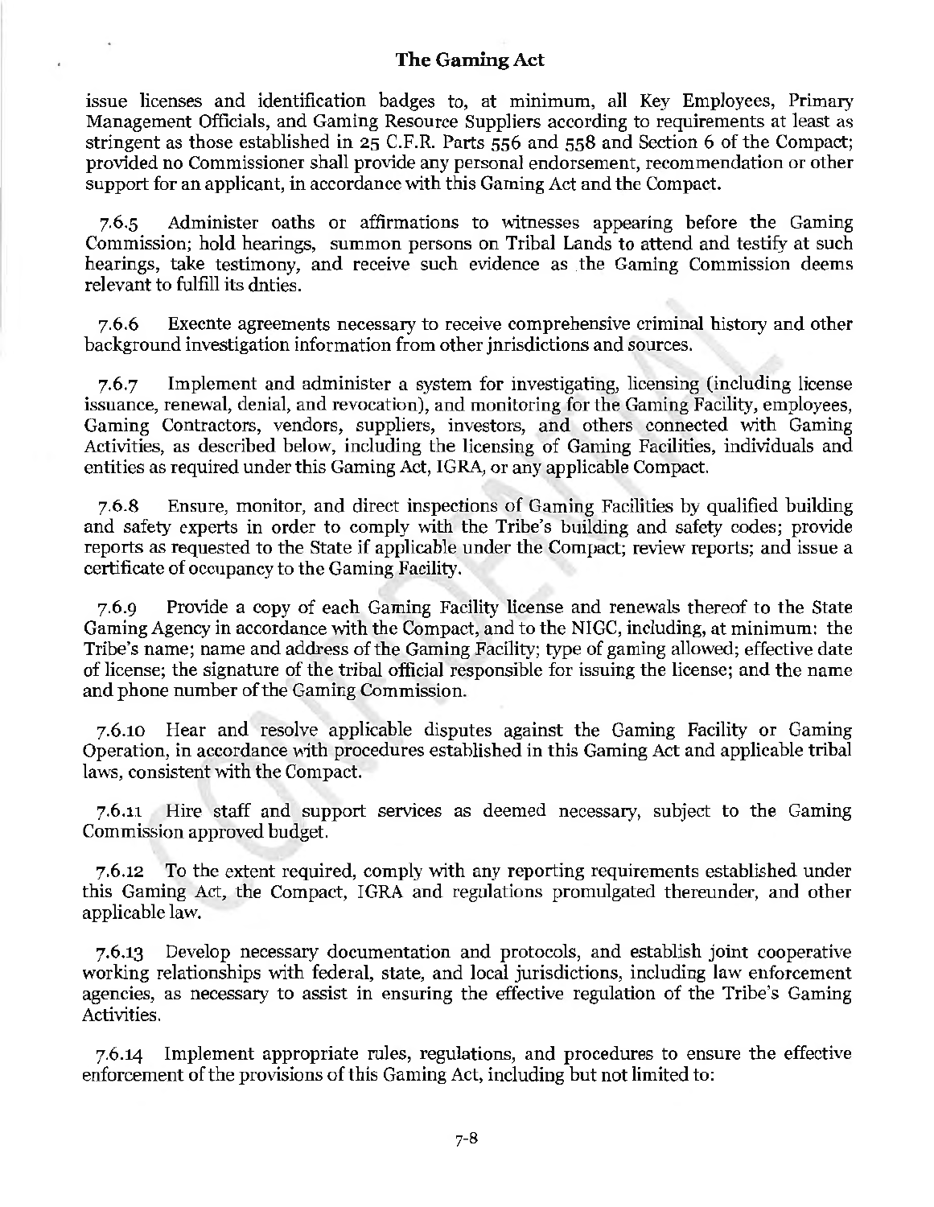issue licenses and identification badges to, at minimum, all Key Employees, Primary Management Officials, and Gaming Resource Suppliers according to requirements at least as stringent as those established in 25 C.F.R. Parts 556 and 558 and Section 6 of the Compact; provided no Commissioner shall provide any personal endorsement, recommendation or other support for an applicant, in accordance with this Gaming Act and the Compact.

7.6.5 Administer oaths or affirmations to witnesses appearing before the Gaming Commission; hold hearings, summon persons on Tribal Lands to attend and testify at such hearings, take testimony, and receive such evidence as the Gaming Commission deems relevant to fulfill its dnties.

7.6.6 Execnte agreements necessary to receive comprehensive criminal history and other background investigation information from other jnrisdictions and sources.

7.6.7 Implement and administer a system for investigating, licensing (including license issuance, renewal, denial, and revocation), and monitoring for the Gaming Facility, employees, Gaming Contractors, vendors, suppliers, investors, and others connected with Gaming Activities, as described below, including the licensing of Gaming Facilities, individuals and entities as required under this Gaming Act, IGRA, or any applicable Compact.

7.6.8 Ensure, monitor, and direct inspections of Gaming Facilities by qualified building and safety experts in order to comply with the Tribe's building and safety codes; provide reports as requested to the State if applicable under the Compact; review reports; and issue a certificate of occupancy to the Gaming Facility.

7.6.9 Provide a copy of each Gaming Facility license and renewals thereof to the State Gaming Agency in accordance with the Compact, and to the NIGC, including, at minimum: the Tribe's name; name and address of the Gaming Facility; type of gaming allowed; effective date of license; the signature of the tribal official responsible for issuing the license; and the name and phone number of the Gaming Commission.

7.6.10 Hear and resolve applicable disputes against the Gaming Facility or Gaming Operation, in accordance with procedures established in this Gaming Act and applicable tribal laws, consistent with the Compact.

7.6.11 Hire staff and support services as deemed necessary, subject to the Gaming Commission approved budget.

7.6.12 To the extent required, comply with any reporting requirements established under this Gaming Act, the Compact, IGRA and regulations promulgated thereunder, and other applicable law.

7.6.13 Develop necessary documentation and protocols, and establish joint cooperative working relationships with federal, state, and local jurisdictions, including law enforcement agencies, as necessary to assist in ensuring the effective regulation of the Tribe's Gaming Activities.

7.6.14 Implement appropriate rules, regulations, and procedures to ensure the effective enforcement of the provisions of this Gaming Act, including but not limited to: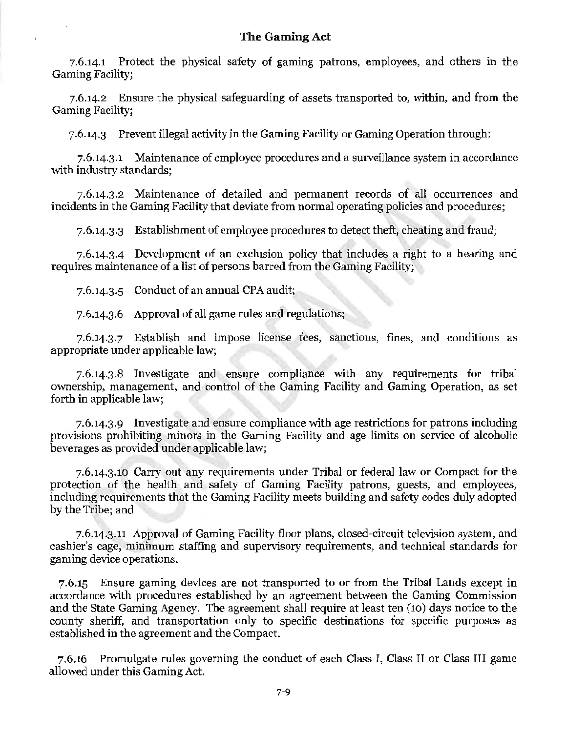7.6.14.1 Protect the physical safety of gaming patrons, employees, and others in the Gaming Facility;

7.6.14.2 Ensure the physical safeguarding of assets transported to, within, and from the Gaming Facility;

7.6.14.3 Prevent illegal activity in the Gaming Facility or Gaming Operation through:

7.6.14.3.1 Maintenance of employee procedures and a surveillance system in accordance with industry standards;

7.6.14.3.2 Maintenance of detailed and permanent records of all occurrences and incidents in the Gaming Facility that deviate from normal operating policies and procedures;

7.6.14.3.3 Establishment of employee procedures to detect theft, cheating and fraud;

7.6.14.3.4 Development of an exclusion policy that includes a right to a hearing and requires maintenance of a list of persons barred from the Gaming Facility;

7.6.14.3.5 Conduct of an annual CPA audit;

7.6.14.3.6 Approval of all game rules and regulations;

7.6.14.3.7 Establish and impose license fees, sanctions, fines, and conditions as appropriate under applicable law;

7.6.14.3.8 Investigate and ensure compliance with any requirements for tribal ownership, management, and control of the Gaming Facility and Gaming Operation, as set forth in applicable law;

7.6.14.3.9 Investigate and ensure compliance with age restrictions for patrons including provisions prohibiting minors in the Gaming Facility and age limits on service of alcoholic beverages as provided under applicable law;

7.6.14.3.10 Carry out any requirements under Tribal or federal law or Compact for the protection of the health and safety of Gaming Facility patrons, guests, and employees, including requirements that the Gaming Facility meets building and safety codes duly adopted by the Tribe; and

7.6.14.3.11 Approval of Gaming Facility floor plans, closed-circuit television system, and cashier's cage, minimum staffing and supervisory requirements, and technical standards for gaming device operations.

7.6.15 Ensure gaming devices are not transported to or from the Tribal Lands except in accordance with procedures established by an agreement between the Gaming Commission and the State Gaming Agency. The agreement shall require at least ten (10) days notice to the county sheriff, and transportation only to specific destinations for specific purposes as established in the agreement and the Compact.

7.6.16 Promulgate rules governing the conduct of each Class I, Class II or Class III game allowed under this Gaming Act.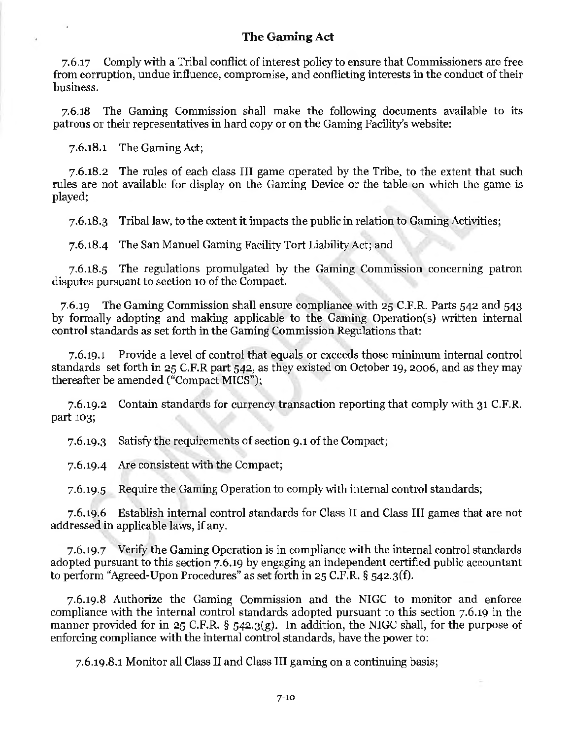7.6.17 Comply with a Tribal conflict of interest policy to ensure that Commissioners are free from corruption, undue influence, compromise, and conflicting interests in the conduct of their business.

7.6.18 The Gaming Commission shall make the following documents available to its patrons or their representatives in hard copy or on the Gaming Facility's website:

7.6.18.1 The Gaming Act;

7.6.18.2 The rules of each class III game operated by the Tribe, to the extent that such rules are not available for display on the Gaming Device or the table on which the game is played;

7.6.18.3 Tribal law, to the extent it impacts the public in relation to Gaming Activities;

7.6.18.4 The San Manuel Gaming Facility Tort Liability Act; and

7.6.18.5 The regulations promulgated by the Gaming Commission concerning patron disputes pursuant to section 10 of the Compact.

7.6.19 The Gaming Commission shall ensure compliance with 25 C.F.R. Parts 542 and 543 by formally adopting and making applicable to the Gaming Operation(s) written internal control standards as set forth in the Gaming Commission Regulations that:

7.6.19.1 Provide a level of control that equals or exceeds those minimum internal control standards set forth in 25 C.F.R part 542, as they existed on October 19, 2006, and as they may thereafter be amended ("Compact MICS");

7.6.19.2 Contain standards for currency transaction reporting that comply with 31 C.F.R. part 103;

7.6.19.3 Satisfy the requirements of section 9.1 of the Compact;

7.6.19.4 Are consistent with the Compact;

7.6.19.5 Require the Gaming Operation to comply with internal control standards;

7.6.19.6 Establish internal control standards for Class II and Class III games that are not addressed in applicable laws, if any.

7.6.19.7 Verify the Gaming Operation is in compliance with the internal control standards adopted pursuant to this section 7.6.19 by engaging an independent certified public accountant to perform "Agreed-Upon Procedures" as set forth in 25 C.F.R. § 542.3(f).

7.6.19.8 Authorize the Gaming Commission and the NIGC to monitor and enforce compliance with the internal control standards adopted pursuant to this section 7.6.19 in the manner provided for in 25 C.F.R. § 542.3(g). In addition, the NIGC shall, for the purpose of enforcing compliance with the internal control standards, have the power to:

7.6.19.8.1 Monitor all Class II and Class III gaming on a continuing basis;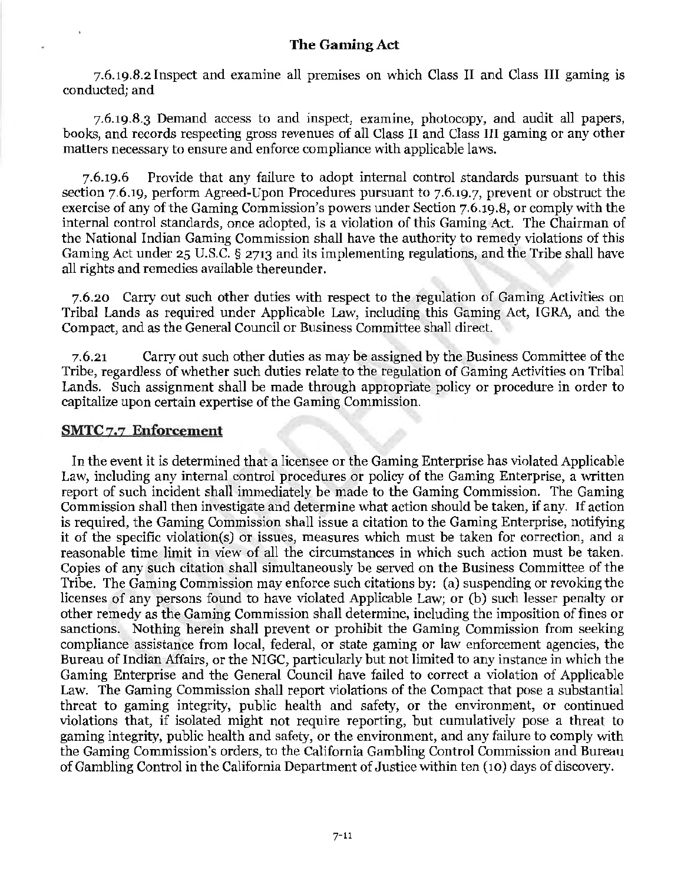7.6.19.8.2 Inspect and examine all premises on which Class II and Class III gaming is conducted; and

7.6.19.8.3 Demand access to and inspect, examine, photocopy, and audit all papers, books, and records respecting gross revenues of all Class II and Class III gaming or any other matters necessary to ensure and enforce compliance with applicable laws.

7.6.19.6 Provide that any failure to adopt internal control standards pursuant to this section 7.6.19, perform Agreed-Upon Procedures pursuant to 7.6.19.7, prevent or obstruct the exercise of any of the Gaming Commission's powers under Section 7.6.19.8, or comply with the internal control standards, once adopted, is a violation of this Gaming Act. The Chairman of the National Indian Gaming Commission shall have the authority to remedy violations of this Gaming Act under 25 U.S.C. § 2713 and its implementing regulations, and the Tribe shall have all rights and remedies available thereunder.

7.6.20 Carry out such other duties with respect to the regulation of Gaming Activities on Tribal Lands as required under Applicable Law, including this Gaming Act, IGRA, and the Compact, and as the General Council or Business Committee shall direct.

7.6.21 Carry out such other duties as may be assigned by the Business Committee of the Tribe, regardless of whether such duties relate to the regulation of Gaming Activities on Tribal Lands. Such assignment shall be made through appropriate policy or procedure in order to capitalize upon certain expertise of the Gaming Commission.

## SMTC 7.7 Enforcement

In the event it is determined that a licensee or the Gaming Enterprise has violated Applicable Law, including any internal control procedures or policy of the Gaming Enterprise, a written report of such incident shall immediately be made to the Gaming Commission. The Gaming Commission shall then investigate and determine what action should be taken, if any. If action is required, the Gaming Commission shall issue a citation to the Gaming Enterprise, notifying it of the specific violation(s) or issues, measures which must be taken for correction, and a reasonable time limit in view of all the circumstances in which such action must be taken. Copies of any such citation shall simultaneously be served on the Business Committee of the Tribe. The Gaming Commission may enforce such citations by: (a) suspending or revoking the licenses of any persons found to have violated Applicable Law; or (b) such lesser penalty or other remedy as the Gaming Commission shall determine, including the imposition of fines or sanctions. Nothing herein shall prevent or prohibit the Gaming Commission from seeking compliance assistance from local, federal, or state gaming or law enforcement agencies, the Bureau of Indian Affairs, or the NIGC, particularly but not limited to any instance in which the Gaming Enterprise and the General Council have failed to correct a violation of Applicable Law. The Gaming Commission shall report violations of the Compact that pose a substantial threat to gaming integrity, public health and safety, or the environment, or continued violations that, if isolated might not require reporting, but cumulatively pose a threat to gaming integrity, public health and safety, or the environment, and any failure to comply with the Gaming Commission's orders, to the California Gambling Control Commission and Bureau of Gambling Control in the California Department of Justice within ten (10) days of discovery.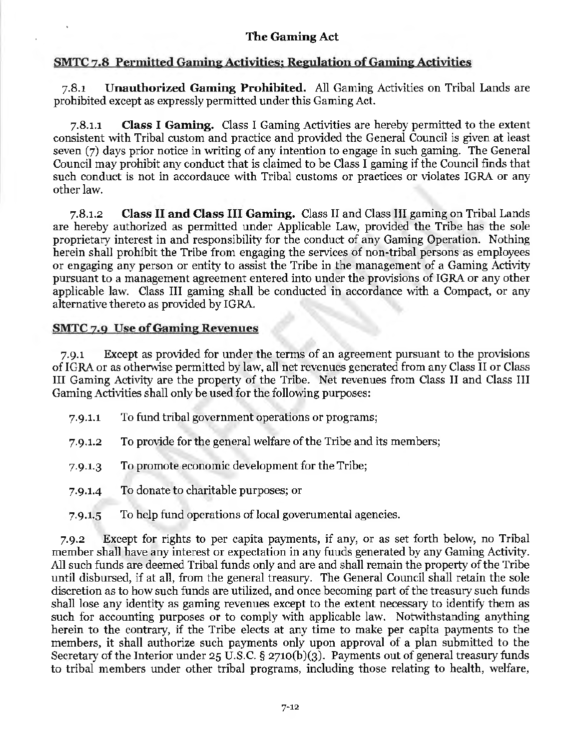## The Gaming Act

### SMTC 7.8 Permitted Gaming Activities; Regulation of Gaming Activities

7.8.1 **Unauthorized Gaming Prohibited.** All Gaming Activities on Tribal Lands are prohibited except as expressly permitted under this Gaming Act.

7.8.1.1 **Class I Gaming.** Class I Gaming Activities are hereby permitted to the extent consistent with Tribal custom and practice and provided the General Council is given at least seven (7) days prior notice in writing of any intention to engage in such gaming. The General Council may prohibit any conduct that is claimed to be Class I gaming if the Council finds that such conduct is not in accordauce with Tribal customs or practices or violates IGRA or any other law.

7.8.1.2 **Class II and Class III Gaming.** Class II and Class III gaming on Tribal Lands are hereby authorized as permitted under Applicable Law, provided the Tribe has the sole proprietary interest in and responsibility for the conduct of any Gaming Operation. Nothing herein shall prohibit the Tribe from engaging the services of non-tribal persons as employees or engaging any person or entity to assist the Tribe in the management of a Gaming Activity pursuant to a management agreement entered into under the provisions of IGRA or any other applicable law. Class III gaming shall be conducted in accordance with a Compact, or any alternative thereto as provided by IGRA.

### SMTC 7.9 Use of Gaming Revenues

7.9.1 Except as provided for under the terms of an agreement pursuant to the provisions of IGRA or as otherwise permitted by law, all net revenues generated from any Class II or Class III Gaming Activity are the property of the Tribe. Net revenues from Class II and Class III Gaming Activities shall only be used for the following purposes:

7.9.1.1 To fund tribal government operations or programs;

7.9.1.2 To provide for the general welfare of the Tribe and its members;

7.9.1.3 To promote economic development for the Tribe;

7.9.1.4 To donate to charitable purposes; or

7.9.1.5 To help fund operations of local goverumental agencies.

7.9.2 Except for rights to per capita payments, if any, or as set forth below, no Tribal member shall have any interest or expectation in any fuuds generated by any Gaming Activity. All such funds are deemed Tribal funds only and are and shall remain the property of the Tribe until disbursed, if at all, from the general treasury. The General Council shall retain the sole discretion as to how such funds are utilized, and once becoming part of the treasury such funds shall lose any identity as gaming revenues except to the extent necessary to identify them as such for accounting purposes or to comply with applicable law. Notwithstanding anything herein to the contrary, if the Tribe elects at any time to make per capita payments to the members, it shall authorize such payments only upon approval of a plan submitted to the Secretary of the Interior under 25 U.S.C. § 2710(b)(3). Payments out of general treasury funds to tribal members under other tribal programs, including those relating to health, welfare,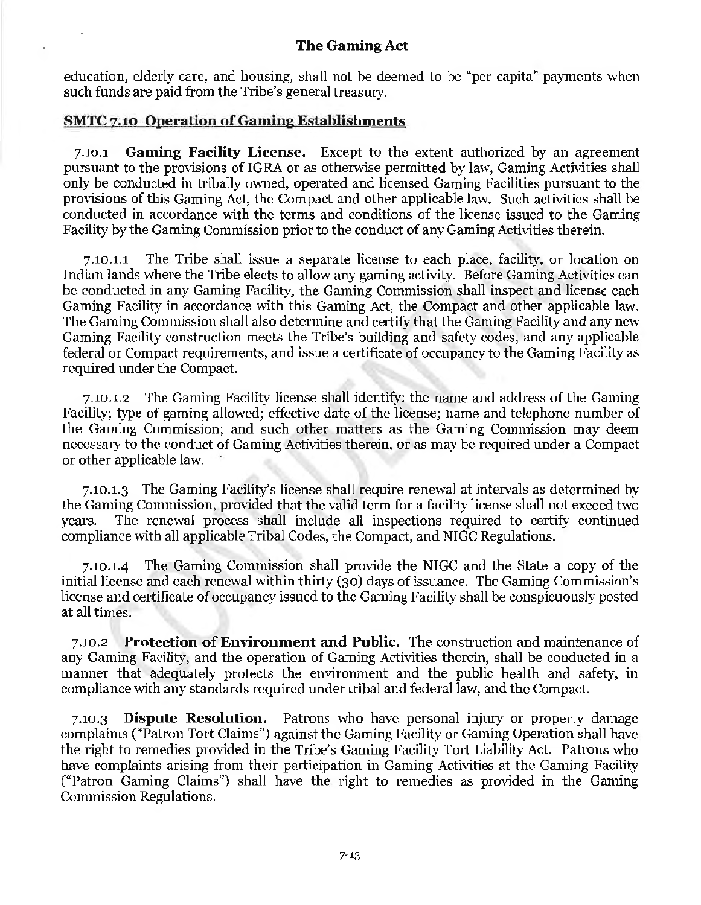education, elderly care, and housing, shall not be deemed to be "per capita" payments when such funds are paid from the Tribe's general treasury.

## SMTC 7.10 Operation of Gaming Establishments

7.10.1 **Gaming Facility License.** Except to the extent authorized by an agreement pursuant to the provisions of IGRA or as otherwise permitted by law, Gaming Activities shall only be conducted in tribally owned, operated and licensed Gaming Facilities pursuant to the provisions of this Gaming Act, the Compact and other applicable law. Such activities shall be conducted in accordance with the terms and conditions of the license issued to the Gaming Facility by the Gaming Commission prior to the conduct of any Gaming Activities therein.

7.10.1.1 The Tribe shall issue a separate license to each place, facility, or location on Indian lands where the Tribe elects to allow any gaming activity. Before Gaming Activities can be conducted in any Gaming Facility, the Gaming Commission shall inspect and license each Gaming Facility in accordance with this Gaming Act, the Compact and other applicable law. The Gaming Commission shall also determine and certify that the Gaming Facility and any new Gaming Facility construction meets the Tribe's building and safety codes, and any applicable federal or Compact requirements, and issue a certificate of occupancy to the Gaming Facility as required under the Compact.

7.10.1.2 The Gaming Facility license shall identify: the name and address of the Gaming Facility; type of gaming allowed; effective date of the license; name and telephone number of the Gaming Commission; and such other matters as the Gaming Commission may deem necessary to the conduct of Gaming Activities therein, or as may be required under a Compact or other applicable law.

7.10.1.3 The Gaming Facility's license shall require renewal at intervals as determined by the Gaming Commission, provided that the valid term for a facility license shall not exceed two years. The renewal process shall include all inspections required to certify continued compliance with all applicable Tribal Codes, the Compact, and NIGC Regulations.

7.10.1.4 The Gaming Commission shall provide the NIGC and the State a copy of the initial license and each renewal within thirty (30) days of issuance. The Gaming Commission's license and certificate of occupancy issued to the Gaming Facility shall be conspicuously posted at all times.

7.10.2 **Protection of Environment and Public.** The construction and maintenance of any Gaming Facility, and the operation of Gaming Activities therein, shall be conducted in a manner that adequately protects the environment and the public health and safety, in compliance with any standards required under tribal and federal law, and the Compact.

7.10.3 **Dispute Resolution.** Patrons who have personal injury or property damage complaints ("Patron Tort Claims") against the Gaming Facility or Gaming Operation shall have the right to remedies provided in the Tribe's Gaming Facility Tort Liability Act. Patrons who have complaints arising from their participation in Gaming Activities at the Gaming Facility ("Patron Gaming Claims") shall have the right to remedies as provided in the Gaming Commission Regulations.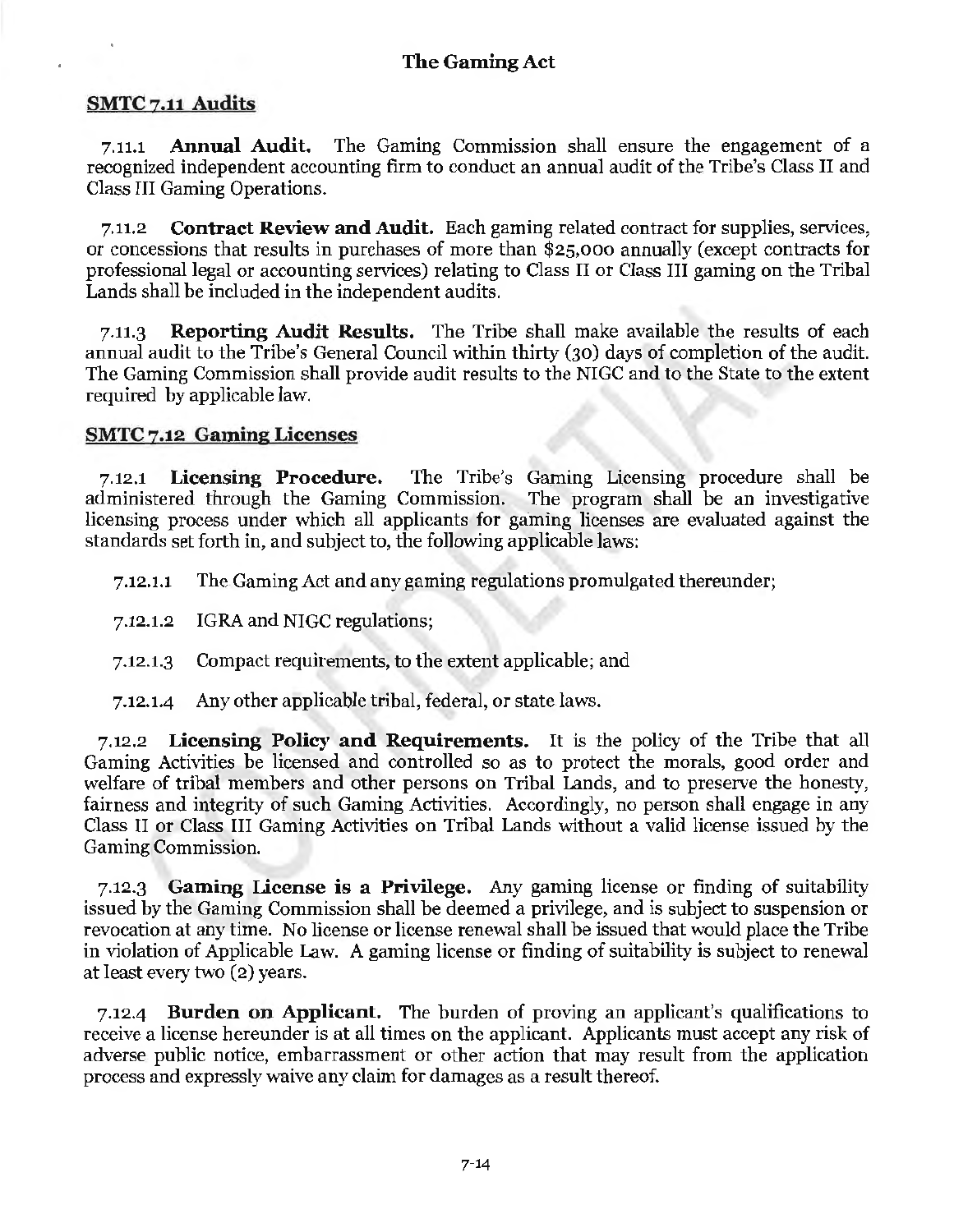## SMTC 7.11 Audits

7.11.1 **Annual Audit.** The Gaming Commission shall ensure the engagement of a recognized independent accounting firm to conduct an annual audit of the Tribe's Class II and Class III Gaming Operations.

7.11.2 **Contract Review and Audit.** Each gaming related contract for supplies, services, or concessions that results in purchases of more than $25,000 annually (except contracts for professional legal or accounting services) relating to Class II or Class III gaming on the Tribal Lands shall be included in the independent audits.

7.11.3 **Reporting Audit Results.** The Tribe shall make available the results of each annual audit to the Tribe's General Council within thirty (30) days of completion of the audit. The Gaming Commission shall provide audit results to the NIGC and to the State to the extent required by applicable law.

## SMTC 7.12 Gaming Licenses

7.12.1 **Licensing Procedure.** The Tribe's Gaming Licensing procedure shall be administered through the Gaming Commission. The program shall be an investigative licensing process under which all applicants for gaming licenses are evaluated against the standards set forth in, and subject to, the following applicable laws:

7.12.1.1 The Gaming Act and any gaming regulations promulgated thereunder;

7.12.1.2 IGRA and NIGC regulations;

7.12.1.3 Compact requirements, to the extent applicable; and

7.12.1.4 Any other applicable tribal, federal, or state laws.

7.12.2 **Licensing Policy and Requirements.** It is the policy of the Tribe that all Gaming Activities be licensed and controlled so as to protect the morals, good order and welfare of tribal members and other persons on Tribal Lands, and to preserve the honesty, fairness and integrity of such Gaming Activities. Accordingly, no person shall engage in any Class II or Class III Gaming Activities on Tribal Lands without a valid license issued by the Gaming Commission.

7.12.3 **Gaming License is a Privilege.** Any gaming license or finding of suitability issued by the Gaming Commission shall be deemed a privilege, and is subject to suspension or revocation at any time. No license or license renewal shall be issued that would place the Tribe in violation of Applicable Law. A gaming license or finding of suitability is subject to renewal at least every two (2) years.

7.12.4 **Burden on Applicant.** The burden of proving an applicant's qualifications to receive a license hereunder is at all times on the applicant. Applicants must accept any risk of adverse public notice, embarrassment or other action that may result from the application process and expressly waive any claim for damages as a result thereof.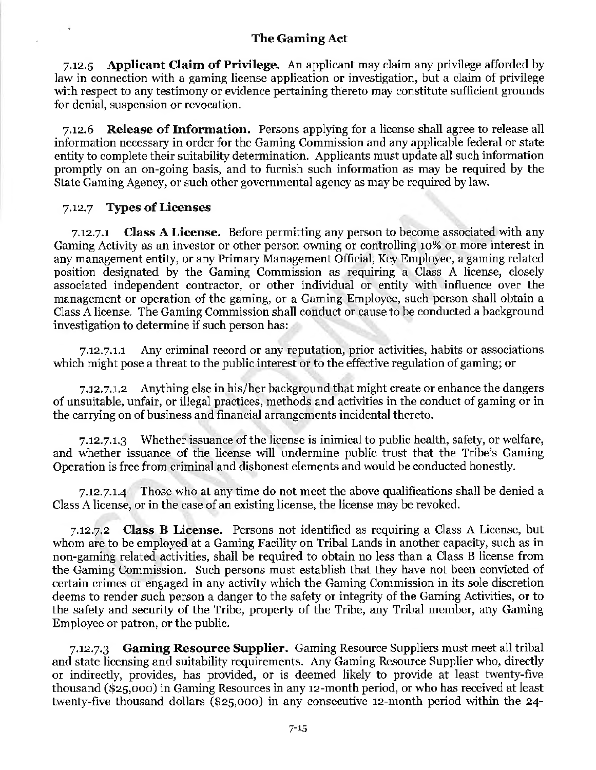7.12.5 **Applicant Claim of Privilege.** An applicant may claim any privilege afforded by law in connection with a gaming license application or investigation, but a claim of privilege with respect to any testimony or evidence pertaining thereto may constitute sufficient grounds for denial, suspension or revocation.

7.12.6 **Release of Information.** Persons applying for a license shall agree to release all information necessary in order for the Gaming Commission and any applicable federal or state entity to complete their suitability determination. Applicants must update all such information promptly on an on-going basis, and to furnish such information as may be required by the State Gaming Agency, or such other governmental agency as may be required by law.

7.12.7 **Types of Licenses**

7.12.7.1 **Class A License.** Before permitting any person to become associated with any Gaming Activity as an investor or other person owning or controlling 10% or more interest in any management entity, or any Primary Management Official, Key Employee, a gaming related position designated by the Gaming Commission as requiring a Class A license, closely associated independent contractor, or other individual or entity with influence over the management or operation of the gaming, or a Gaming Employee, such person shall obtain a Class A license. The Gaming Commission shall conduct or cause to be conducted a background investigation to determine if such person has:

7.12.7.1.1 Any criminal record or any reputation, prior activities, habits or associations which might pose a threat to the public interest or to the effective regulation of gaming; or

7.12.7.1.2 Anything else in his/her background that might create or enhance the dangers of unsuitable, unfair, or illegal practices, methods and activities in the conduct of gaming or in the carrying on of business and financial arrangements incidental thereto.

7.12.7.1.3 Whether issuance of the license is inimical to public health, safety, or welfare, and whether issuance of the license will undermine public trust that the Tribe's Gaming Operation is free from criminal and dishonest elements and would be conducted honestly.

7.12.7.1.4 Those who at any time do not meet the above qualifications shall be denied a Class A license, or in the case of an existing license, the license may be revoked.

7.12.7.2 **Class B License.** Persons not identified as requiring a Class A License, but whom are to be employed at a Gaming Facility on Tribal Lands in another capacity, such as in non-gaming related activities, shall be required to obtain no less than a Class B license from the Gaming Commission. Such persons must establish that they have not been convicted of certain crimes or engaged in any activity which the Gaming Commission in its sole discretion deems to render such person a danger to the safety or integrity of the Gaming Activities, or to the safety and security of the Tribe, property of the Tribe, any Tribal member, any Gaming Employee or patron, or the public.

7.12.7.3 **Gaming Resource Supplier.** Gaming Resource Suppliers must meet all tribal and state licensing and suitability requirements. Any Gaming Resource Supplier who, directly or indirectly, provides, has provided, or is deemed likely to provide at least twenty-five thousand ($25,000) in Gaming Resources in any 12-month period, or who has received at least twenty-five thousand dollars ($25,000) in any consecutive 12-month period within the 24-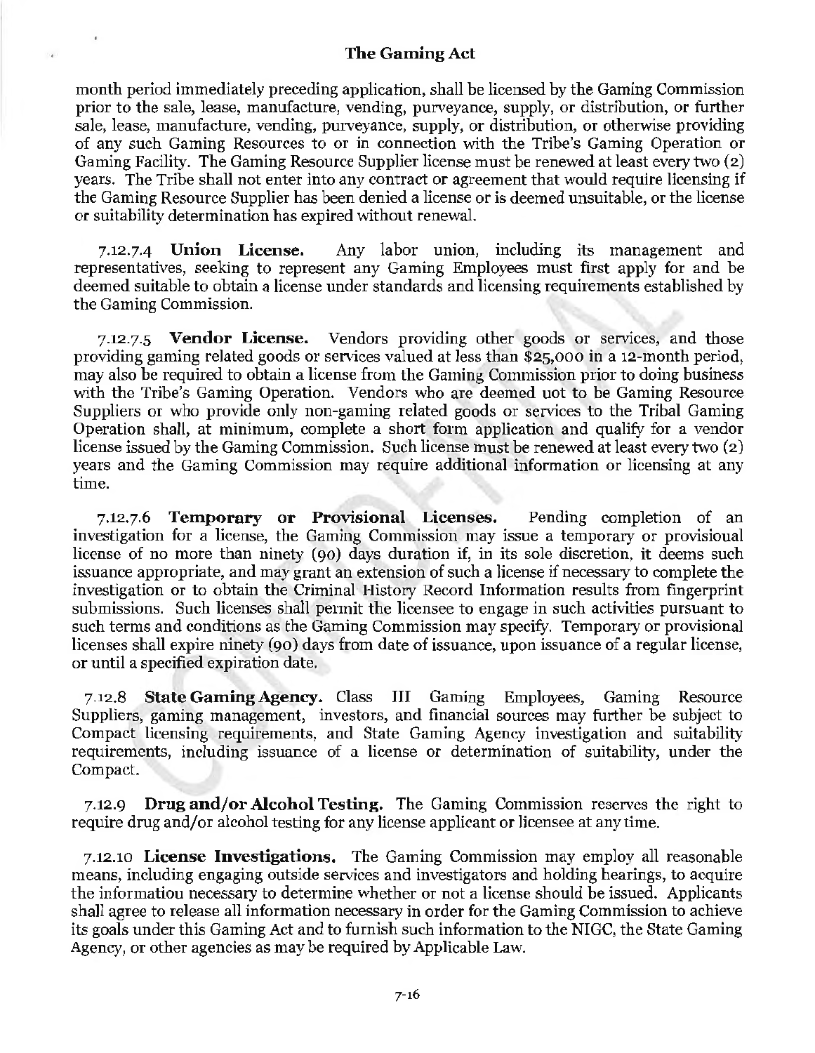month period immediately preceding application, shall be licensed by the Gaming Commission prior to the sale, lease, manufacture, vending, purveyance, supply, or distribution, or further sale, lease, manufacture, vending, purveyance, supply, or distribution, or otherwise providing of any such Gaming Resources to or in connection with the Tribe's Gaming Operation or Gaming Facility. The Gaming Resource Supplier license must be renewed at least every two (2) years. The Tribe shall not enter into any contract or agreement that would require licensing if the Gaming Resource Supplier has been denied a license or is deemed unsuitable, or the license or suitability determination has expired without renewal.

7.12.7.4 **Union License.** Any labor union, including its management and representatives, seeking to represent any Gaming Employees must first apply for and be deemed suitable to obtain a license under standards and licensing requirements established by the Gaming Commission.

7.12.7.5 **Vendor License.** Vendors providing other goods or services, and those providing gaming related goods or services valued at less than $25,000 in a 12-month period, may also be required to obtain a license from the Gaming Commission prior to doing business with the Tribe's Gaming Operation. Vendors who are deemed uot to be Gaming Resource Suppliers or who provide only non-gaming related goods or services to the Tribal Gaming Operation shall, at minimum, complete a short form application and qualify for a vendor license issued by the Gaming Commission. Such license must be renewed at least every two (2) years and the Gaming Commission may require additional information or licensing at any time.

7.12.7.6 **Temporary or Provisional Licenses.** Pending completion of an investigation for a license, the Gaming Commission may issue a temporary or provisioual license of no more than ninety (90) days duration if, in its sole discretion, it deems such issuance appropriate, and may grant an extension of such a license if necessary to complete the investigation or to obtain the Criminal History Record Information results from fingerprint submissions. Such licenses shall permit the licensee to engage in such activities pursuant to such terms and conditions as the Gaming Commission may specify. Temporary or provisional licenses shall expire ninety (90) days from date of issuance, upon issuance of a regular license, or until a specified expiration date.

7.12.8 **State Gaming Agency.** Class III Gaming Employees, Gaming Resource Suppliers, gaming management, investors, and financial sources may further be subject to Compact licensing requirements, and State Gaming Agency investigation and suitability requirements, including issuance of a license or determination of suitability, under the Compact.

7.12.9 **Drug and/or Alcohol Testing.** The Gaming Commission reserves the right to require drug and/or alcohol testing for any license applicant or licensee at any time.

7.12.10 **License Investigations.** The Gaming Commission may employ all reasonable means, including engaging outside services and investigators and holding hearings, to acquire the informatiou necessary to determine whether or not a license should be issued. Applicants shall agree to release all information necessary in order for the Gaming Commission to achieve its goals under this Gaming Act and to furnish such information to the NIGC, the State Gaming Agency, or other agencies as may be required by Applicable Law.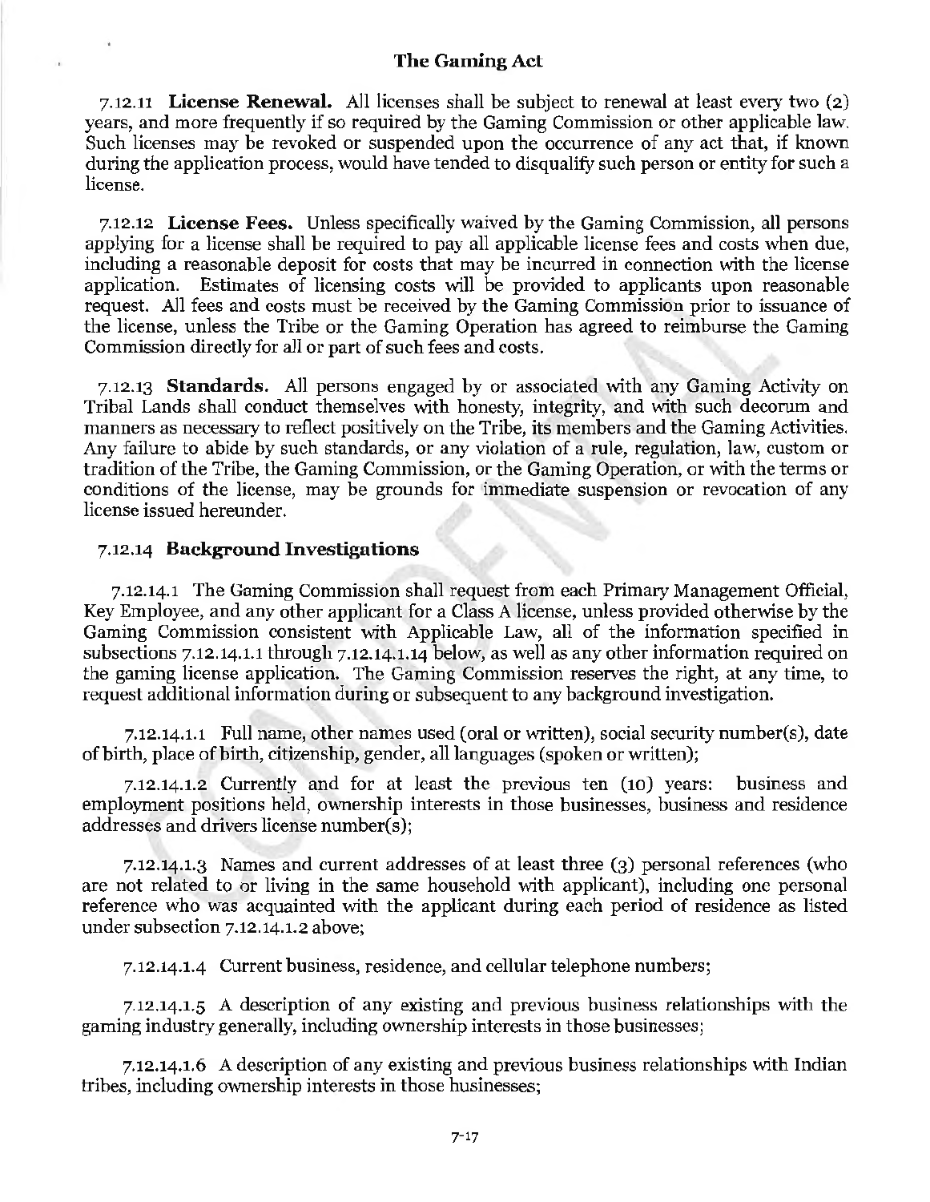7.12.11 **License Renewal.** All licenses shall be subject to renewal at least every two (2) years, and more frequently if so required by the Gaming Commission or other applicable law. Such licenses may be revoked or suspended upon the occurrence of any act that, if known during the application process, would have tended to disqualify such person or entity for such a license.

7.12.12 **License Fees.** Unless specifically waived by the Gaming Commission, all persons applying for a license shall be required to pay all applicable license fees and costs when due, including a reasonable deposit for costs that may be incurred in connection with the license application. Estimates of licensing costs will be provided to applicants upon reasonable request. All fees and costs must be received by the Gaming Commission prior to issuance of the license, unless the Tribe or the Gaming Operation has agreed to reimburse the Gaming Commission directly for all or part of such fees and costs.

7.12.13 **Standards.** All persons engaged by or associated with any Gaming Activity on Tribal Lands shall conduct themselves with honesty, integrity, and with such decorum and manners as necessary to reflect positively on the Tribe, its members and the Gaming Activities. Any failure to abide by such standards, or any violation of a rule, regulation, law, custom or tradition of the Tribe, the Gaming Commission, or the Gaming Operation, or with the terms or conditions of the license, may be grounds for immediate suspension or revocation of any license issued hereunder.

7.12.14 **Background Investigations**

7.12.14.1 The Gaming Commission shall request from each Primary Management Official, Key Employee, and any other applicant for a Class A license, unless provided otherwise by the Gaming Commission consistent with Applicable Law, all of the information specified in subsections 7.12.14.1.1 through 7.12.14.1.14 below, as well as any other information required on the gaming license application. The Gaming Commission reserves the right, at any time, to request additional information during or subsequent to any background investigation.

7.12.14.1.1 Full name, other names used (oral or written), social security number(s), date of birth, place of birth, citizenship, gender, all languages (spoken or written);

7.12.14.1.2 Currently and for at least the previous ten (10) years: business and employment positions held, ownership interests in those businesses, business and residence addresses and drivers license number(s);

7.12.14.1.3 Names and current addresses of at least three (3) personal references (who are not related to or living in the same household with applicant), including one personal reference who was acquainted with the applicant during each period of residence as listed under subsection 7.12.14.1.2 above;

7.12.14.1.4 Current business, residence, and cellular telephone numbers;

7.12.14.1.5 A description of any existing and previous business relationships with the gaming industry generally, including ownership interests in those businesses;

7.12.14.1.6 A description of any existing and previous business relationships with Indian tribes, including ownership interests in those businesses;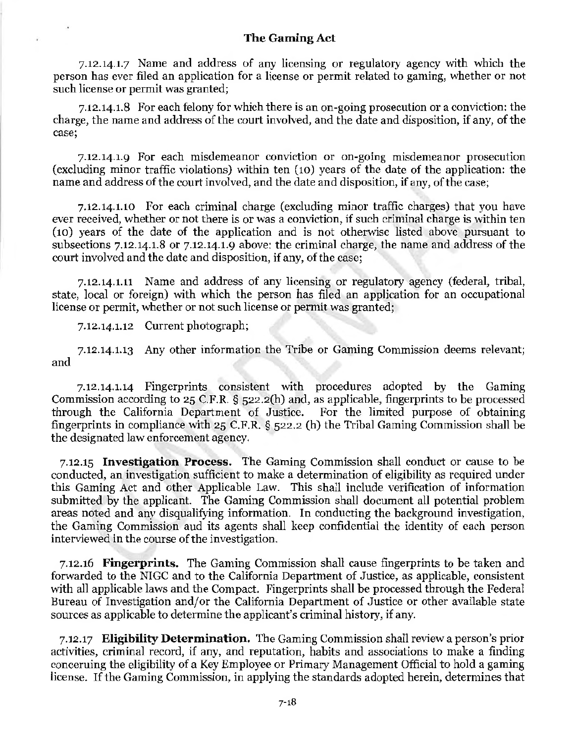7.12.14.1.7 Name and address of any licensing or regulatory agency with which the person has ever filed an application for a license or permit related to gaming, whether or not such license or permit was granted;

7.12.14.1.8 For each felony for which there is an on-going prosecution or a conviction: the charge, the name and address of the court involved, and the date and disposition, if any, of the case;

7.12.14.1.9 For each misdemeanor conviction or on-going misdemeanor prosecution (excluding minor traffic violations) within ten (10) years of the date of the application: the name and address of the court involved, and the date and disposition, if any, of the case;

7.12.14.1.10 For each criminal charge (excluding minor traffic charges) that you have ever received, whether or not there is or was a conviction, if such criminal charge is within ten (10) years of the date of the application and is not otherwise listed above pursuant to subsections 7.12.14.1.8 or 7.12.14.1.9 above: the criminal charge, the name and address of the court involved and the date and disposition, if any, of the case;

7.12.14.1.11 Name and address of any licensing or regulatory agency (federal, tribal, state, local or foreign) with which the person has filed an application for an occupational license or permit, whether or not such license or permit was granted;

7.12.14.1.12 Current photograph;

7.12.14.1.13 Any other information the Tribe or Gaming Commission deems relevant; and

7.12.14.1.14 Fingerprints consistent with procedures adopted by the Gaming Commission according to 25 C.F.R. § 522.2(h) and, as applicable, fingerprints to be processed through the California Department of Justice. For the limited purpose of obtaining fingerprints in compliance with 25 C.F.R. § 522.2 (h) the Tribal Gaming Commission shall be the designated law enforcement agency.

7.12.15 **Investigation Process.** The Gaming Commission shall conduct or cause to be conducted, an investigation sufficient to make a determination of eligibility as required under this Gaming Act and other Applicable Law. This shall include verification of information submitted by the applicant. The Gaming Commission shall document all potential problem areas noted and any disqualifying information. In conducting the background investigation, the Gaming Commission and its agents shall keep confidential the identity of each person interviewed in the course of the investigation.

7.12.16 **Fingerprints.** The Gaming Commission shall cause fingerprints to be taken and forwarded to the NIGC and to the California Department of Justice, as applicable, consistent with all applicable laws and the Compact. Fingerprints shall be processed through the Federal Bureau of Investigation and/or the California Department of Justice or other available state sources as applicable to determine the applicant's criminal history, if any.

7.12.17 **Eligibility Determination.** The Gaming Commission shall review a person's prior activities, criminal record, if any, and reputation, habits and associations to make a finding concerning the eligibility of a Key Employee or Primary Management Official to hold a gaming license. If the Gaming Commission, in applying the standards adopted herein, determines that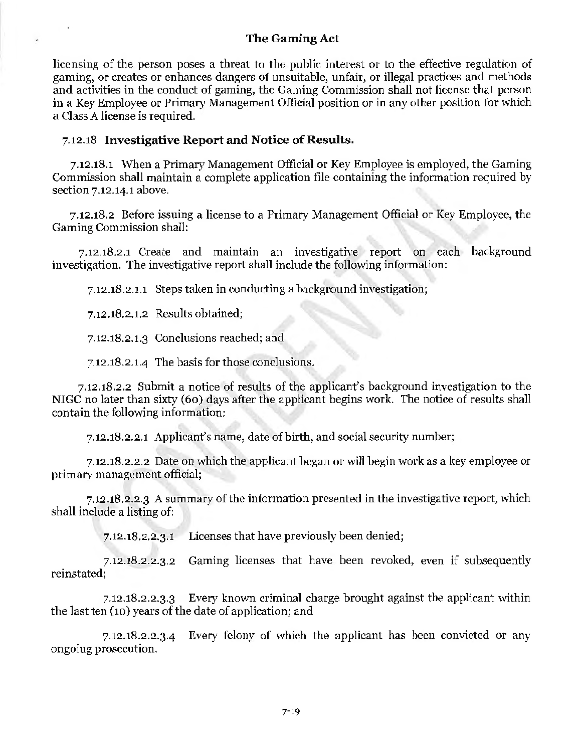licensing of the person poses a threat to the public interest or to the effective regulation of gaming, or creates or enhances dangers of unsuitable, unfair, or illegal practices and methods and activities in the conduct of gaming, the Gaming Commission shall not license that person in a Key Employee or Primary Management Official position or in any other position for which a Class A license is required.

### 7.12.18 Investigative Report and Notice of Results.

7.12.18.1 When a Primary Management Official or Key Employee is employed, the Gaming Commission shall maintain a complete application file containing the information required by section 7.12.14.1 above.

7.12.18.2 Before issuing a license to a Primary Management Official or Key Employee, the Gaming Commission shall:

7.12.18.2.1 Create and maintain an investigative report on each background investigation. The investigative report shall include the following information:

7.12.18.2.1.1 Steps taken in conducting a background investigation;

7.12.18.2.1.2 Results obtained;

7.12.18.2.1.3 Conclusions reached; and

7.12.18.2.1.4 The basis for those conclusions.

7.12.18.2.2 Submit a notice of results of the applicant's background investigation to the NIGC no later than sixty (60) days after the applicant begins work. The notice of results shall contain the following information:

7.12.18.2.2.1 Applicant's name, date of birth, and social security number;

7.12.18.2.2.2 Date on which the applicant began or will begin work as a key employee or primary management official;

7.12.18.2.2.3 A summary of the information presented in the investigative report, which shall include a listing of:

7.12.18.2.2.3.1 Licenses that have previously been denied;

7.12.18.2.2.3.2 Gaming licenses that have been revoked, even if subsequently reinstated;

7.12.18.2.2.3.3 Every known criminal charge brought against the applicant within the last ten (10) years of the date of application; and

7.12.18.2.2.3.4 Every felony of which the applicant has been convicted or any ongoing prosecution.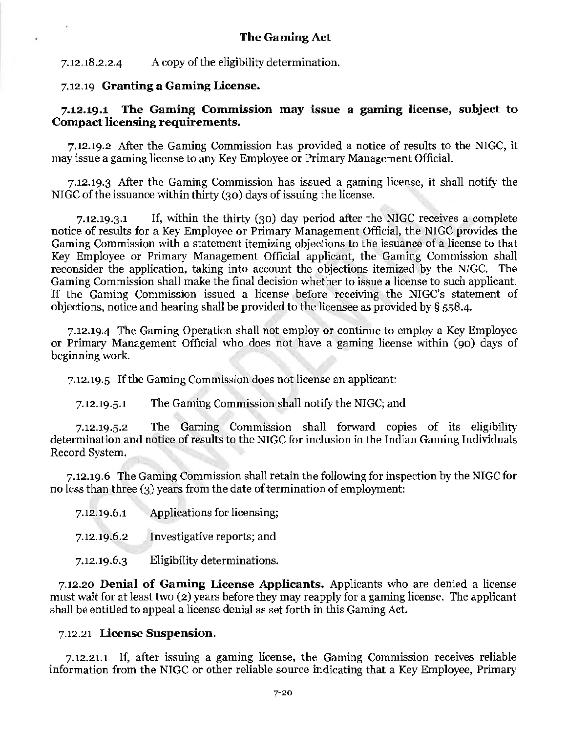7.12.18.2.2.4 A copy of the eligibility determination.

7.12.19 **Granting a Gaming License.**

**7.12.19.1 The Gaming Commission may issue a gaming license, subject to Compact licensing requirements.**

7.12.19.2 After the Gaming Commission has provided a notice of results to the NIGC, it may issue a gaming license to any Key Employee or Primary Management Official.

7.12.19.3 After the Gaming Commission has issued a gaming license, it shall notify the NIGC of the issuance within thirty (30) days of issuing the license.

7.12.19.3.1 If, within the thirty (30) day period after the NIGC receives a complete notice of results for a Key Employee or Primary Management Official, the NIGC provides the Gaming Commission with a statement itemizing objections to the issuance of a license to that Key Employee or Primary Management Official applicant, the Gaming Commission shall reconsider the application, taking into account the objections itemized by the NIGC. The Gaming Commission shall make the final decision whether to issue a license to such applicant. If the Gaming Commission issued a license before receiving the NIGC's statement of objections, notice and hearing shall be provided to the licensee as provided by § 558.4.

7.12.19.4 The Gaming Operation shall not employ or continue to employ a Key Employee or Primary Management Official who does not have a gaming license within (90) days of beginning work.

7.12.19.5 If the Gaming Commission does not license an applicant:

7.12.19.5.1 The Gaming Commission shall notify the NIGC; and

7.12.19.5.2 The Gaming Commission shall forward copies of its eligibility determination and notice of results to the NIGC for inclusion in the Indian Gaming Individuals Record System.

7.12.19.6 The Gaming Commission shall retain the following for inspection by the NIGC for no less than three (3) years from the date of termination of employment:

7.12.19.6.1 Applications for licensing;

7.12.19.6.2 Investigative reports; and

7.12.19.6.3 Eligibility determinations.

7.12.20 **Denial of Gaming License Applicants.** Applicants who are denied a license must wait for at least two (2) years before they may reapply for a gaming license. The applicant shall be entitled to appeal a license denial as set forth in this Gaming Act.

7.12.21 **License Suspension.**

7.12.21.1 If, after issuing a gaming license, the Gaming Commission receives reliable information from the NIGC or other reliable source indicating that a Key Employee, Primary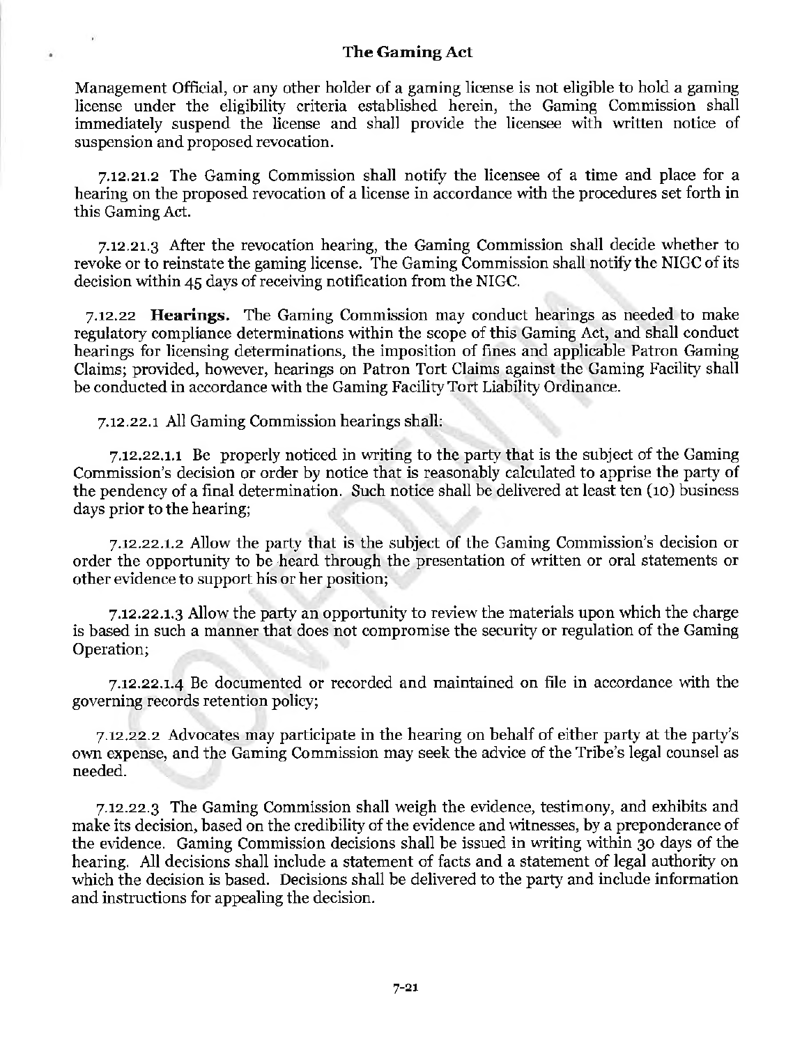Management Official, or any other holder of a gaming license is not eligible to hold a gaming license under the eligibility criteria established herein, the Gaming Commission shall immediately suspend the license and shall provide the licensee with written notice of suspension and proposed revocation.

7.12.21.2 The Gaming Commission shall notify the licensee of a time and place for a hearing on the proposed revocation of a license in accordance with the procedures set forth in this Gaming Act.

7.12.21.3 After the revocation hearing, the Gaming Commission shall decide whether to revoke or to reinstate the gaming license. The Gaming Commission shall notify the NIGC of its decision within 45 days of receiving notification from the NIGC.

7.12.22 **Hearings.** The Gaming Commission may conduct hearings as needed to make regulatory compliance determinations within the scope of this Gaming Act, and shall conduct hearings for licensing determinations, the imposition of fines and applicable Patron Gaming Claims; provided, however, hearings on Patron Tort Claims against the Gaming Facility shall be conducted in accordance with the Gaming Facility Tort Liability Ordinance.

7.12.22.1 All Gaming Commission hearings shall:

7.12.22.1.1 Be properly noticed in writing to the party that is the subject of the Gaming Commission's decision or order by notice that is reasonably calculated to apprise the party of the pendency of a final determination. Such notice shall be delivered at least ten (10) business days prior to the hearing;

7.12.22.1.2 Allow the party that is the subject of the Gaming Commission's decision or order the opportunity to be heard through the presentation of written or oral statements or other evidence to support his or her position;

7.12.22.1.3 Allow the party an opportunity to review the materials upon which the charge is based in such a manner that does not compromise the security or regulation of the Gaming Operation;

7.12.22.1.4 Be documented or recorded and maintained on file in accordance with the governing records retention policy;

7.12.22.2 Advocates may participate in the hearing on behalf of either party at the party's own expense, and the Gaming Commission may seek the advice of the Tribe's legal counsel as needed.

7.12.22.3 The Gaming Commission shall weigh the evidence, testimony, and exhibits and make its decision, based on the credibility of the evidence and witnesses, by a preponderance of the evidence. Gaming Commission decisions shall be issued in writing within 30 days of the hearing. All decisions shall include a statement of facts and a statement of legal authority on which the decision is based. Decisions shall be delivered to the party and include information and instructions for appealing the decision.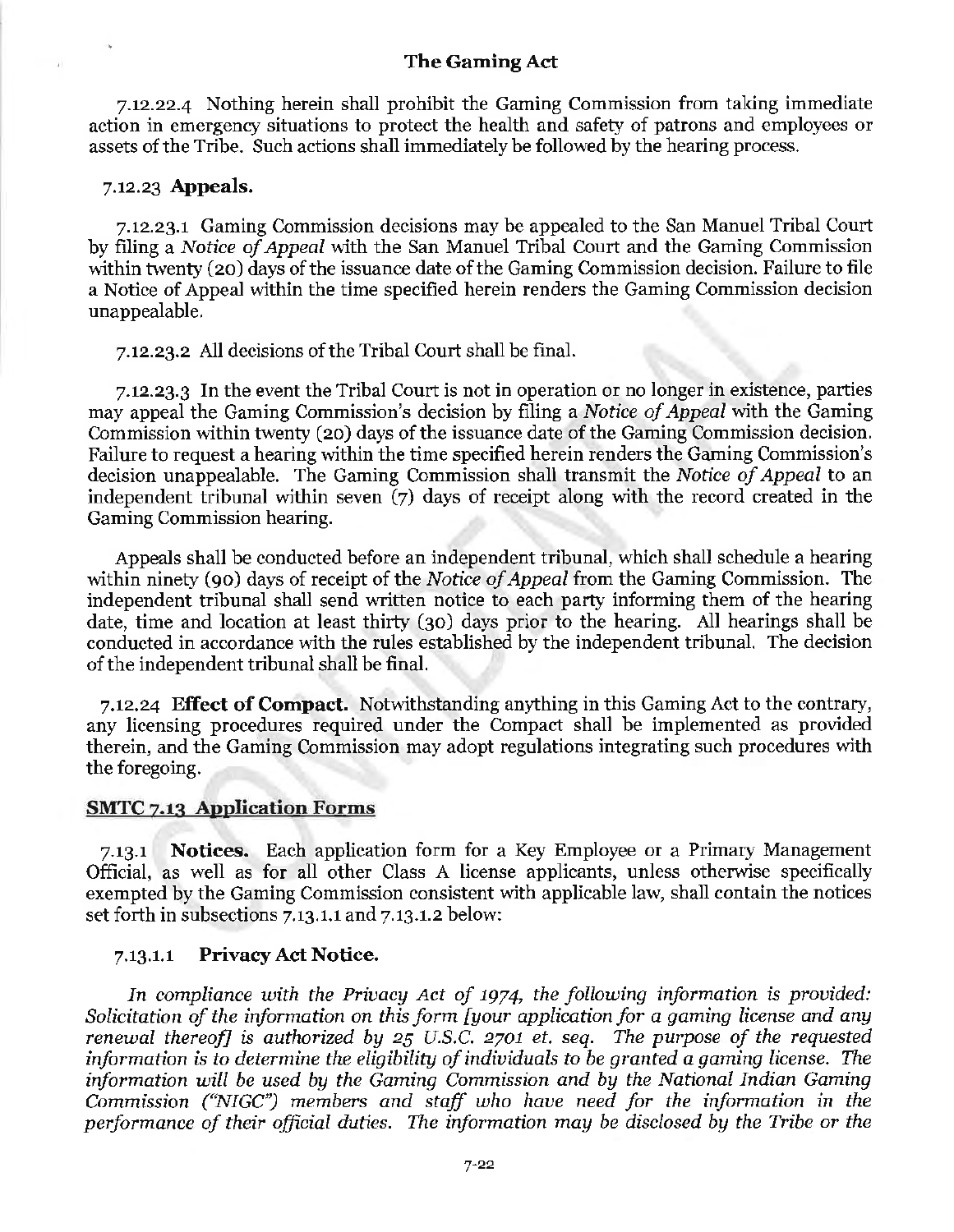7.12.22.4 Nothing herein shall prohibit the Gaming Commission from taking immediate action in emergency situations to protect the health and safety of patrons and employees or assets of the Tribe. Such actions shall immediately be followed by the hearing process.

7.12.23 **Appeals.**

7.12.23.1 Gaming Commission decisions may be appealed to the San Manuel Tribal Court by filing a *Notice of Appeal* with the San Manuel Tribal Court and the Gaming Commission within twenty (20) days of the issuance date of the Gaming Commission decision. Failure to file a Notice of Appeal within the time specified herein renders the Gaming Commission decision unappealable.

7.12.23.2 All decisions of the Tribal Court shall be final.

7.12.23.3 In the event the Tribal Court is not in operation or no longer in existence, parties may appeal the Gaming Commission's decision by filing a *Notice of Appeal* with the Gaming Commission within twenty (20) days of the issuance date of the Gaming Commission decision. Failure to request a hearing within the time specified herein renders the Gaming Commission's decision unappealable. The Gaming Commission shall transmit the *Notice of Appeal* to an independent tribunal within seven (7) days of receipt along with the record created in the Gaming Commission hearing.

Appeals shall be conducted before an independent tribunal, which shall schedule a hearing within ninety (90) days of receipt of the *Notice of Appeal* from the Gaming Commission. The independent tribunal shall send written notice to each party informing them of the hearing date, time and location at least thirty (30) days prior to the hearing. All hearings shall be conducted in accordance with the rules established by the independent tribunal. The decision of the independent tribunal shall be final.

7.12.24 **Effect of Compact.** Notwithstanding anything in this Gaming Act to the contrary, any licensing procedures required under the Compact shall be implemented as provided therein, and the Gaming Commission may adopt regulations integrating such procedures with the foregoing.

## SMTC 7.13 Application Forms

7.13.1 **Notices.** Each application form for a Key Employee or a Primary Management Official, as well as for all other Class A license applicants, unless otherwise specifically exempted by the Gaming Commission consistent with applicable law, shall contain the notices set forth in subsections 7.13.1.1 and 7.13.1.2 below:

7.13.1.1 **Privacy Act Notice.**

*In compliance with the Privacy Act of 1974, the following information is provided: Solicitation of the information on this form [your application for a gaming license and any renewal thereof] is authorized by 25 U.S.C. 2701 et. seq. The purpose of the requested information is to determine the eligibility of individuals to be granted a gaming license. The information will be used by the Gaming Commission and by the National Indian Gaming Commission ("NIGC") members and staff who have need for the information in the performance of their official duties. The information may be disclosed by the Tribe or the*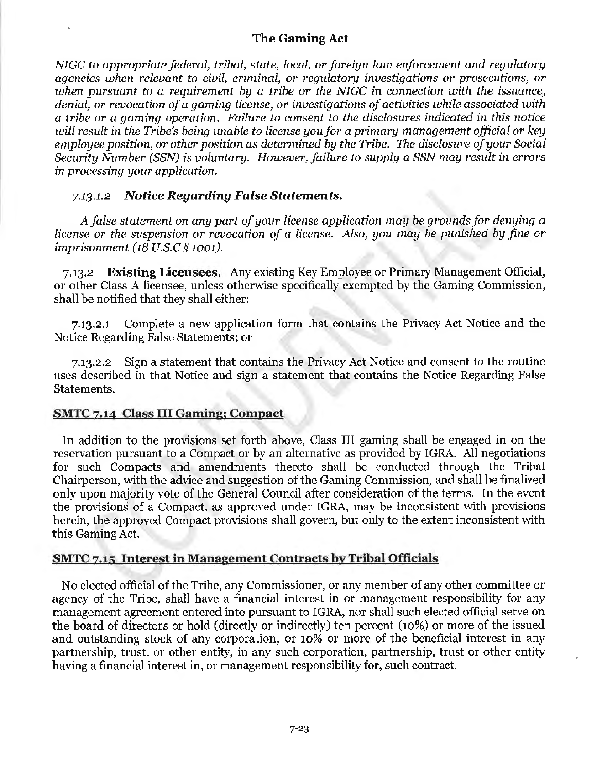*NIGC to appropriate federal, tribal, state, local, or foreign law enforcement and regulatory agencies when relevant to civil, criminal, or regulatory investigations or prosecutions, or when pursuant to a requirement by a tribe or the NIGC in connection with the issuance, denial, or revocation of a gaming license, or investigations of activities while associated with a tribe or a gaming operation. Failure to consent to the disclosures indicated in this notice will result in the Tribe's being unable to license you for a primary management official or key employee position, or other position as determined by the Tribe. The disclosure of your Social Security Number (SSN) is voluntary. However, failure to supply a SSN may result in errors in processing your application.*

### *7.13.1.2 Notice Regarding False Statements.*

*A false statement on any part of your license application may be grounds for denying a license or the suspension or revocation of a license. Also, you may be punished by fine or imprisonment (18 U.S.C § 1001).*

7.13.2 **Existing Licensees.** Any existing Key Employee or Primary Management Official, or other Class A licensee, unless otherwise specifically exempted by the Gaming Commission, shall be notified that they shall either:

7.13.2.1 Complete a new application form that contains the Privacy Act Notice and the Notice Regarding False Statements; or

7.13.2.2 Sign a statement that contains the Privacy Act Notice and consent to the routine uses described in that Notice and sign a statement that contains the Notice Regarding False Statements.

## SMTC 7.14 Class III Gaming; Compact

In addition to the provisions set forth above, Class III gaming shall be engaged in on the reservation pursuant to a Compact or by an alternative as provided by IGRA. All negotiations for such Compacts and amendments thereto shall be conducted through the Tribal Chairperson, with the advice and suggestion of the Gaming Commission, and shall be finalized only upon majority vote of the General Council after consideration of the terms. In the event the provisions of a Compact, as approved under IGRA, may be inconsistent with provisions herein, the approved Compact provisions shall govern, but only to the extent inconsistent with this Gaming Act.

## SMTC 7.15 Interest in Management Contracts by Tribal Officials

No elected official of the Tribe, any Commissioner, or any member of any other committee or agency of the Tribe, shall have a financial interest in or management responsibility for any management agreement entered into pursuant to IGRA, nor shall such elected official serve on the board of directors or hold (directly or indirectly) ten percent (10%) or more of the issued and outstanding stock of any corporation, or 10% or more of the beneficial interest in any partnership, trust, or other entity, in any such corporation, partnership, trust or other entity having a financial interest in, or management responsibility for, such contract.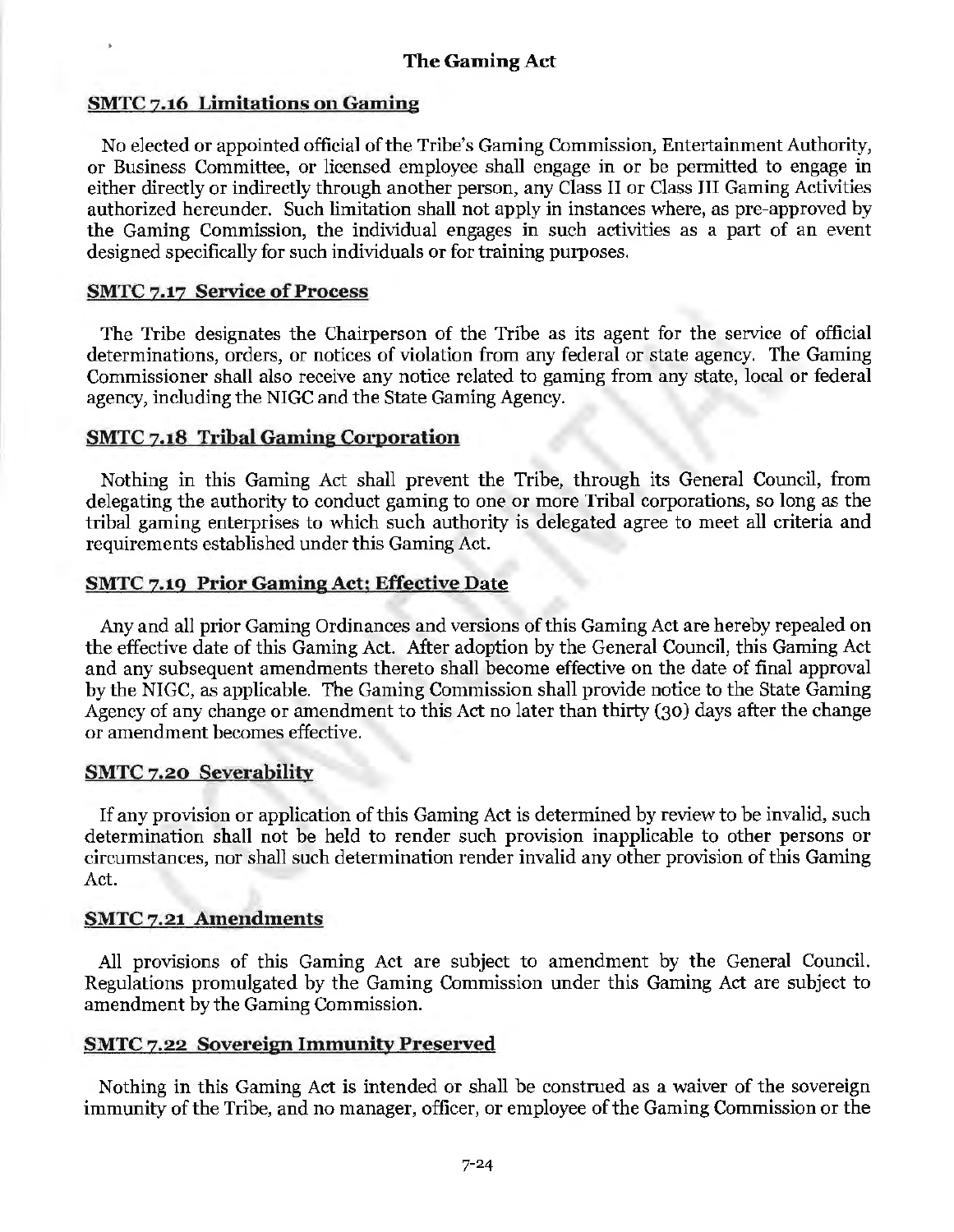## SMTC 7.16 Limitations on Gaming

No elected or appointed official of the Tribe's Gaming Commission, Entertainment Authority, or Business Committee, or licensed employee shall engage in or be permitted to engage in either directly or indirectly through another person, any Class II or Class III Gaming Activities authorized hereunder. Such limitation shall not apply in instances where, as pre-approved by the Gaming Commission, the individual engages in such activities as a part of an event designed specifically for such individuals or for training purposes.

## SMTC 7.17 Service of Process

The Tribe designates the Chairperson of the Tribe as its agent for the service of official determinations, orders, or notices of violation from any federal or state agency. The Gaming Commissioner shall also receive any notice related to gaming from any state, local or federal agency, including the NIGC and the State Gaming Agency.

## SMTC 7.18 Tribal Gaming Corporation

Nothing in this Gaming Act shall prevent the Tribe, through its General Council, from delegating the authority to conduct gaming to one or more Tribal corporations, so long as the tribal gaming enterprises to which such authority is delegated agree to meet all criteria and requirements established under this Gaming Act.

## SMTC 7.19 Prior Gaming Act; Effective Date

Any and all prior Gaming Ordinances and versions of this Gaming Act are hereby repealed on the effective date of this Gaming Act. After adoption by the General Council, this Gaming Act and any subsequent amendments thereto shall become effective on the date of final approval by the NIGC, as applicable. The Gaming Commission shall provide notice to the State Gaming Agency of any change or amendment to this Act no later than thirty (30) days after the change or amendment becomes effective.

## SMTC 7.20 Severability

If any provision or application of this Gaming Act is determined by review to be invalid, such determination shall not be held to render such provision inapplicable to other persons or circumstances, nor shall such determination render invalid any other provision of this Gaming Act.

## SMTC 7.21 Amendments

All provisions of this Gaming Act are subject to amendment by the General Council. Regulations promulgated by the Gaming Commission under this Gaming Act are subject to amendment by the Gaming Commission.

## SMTC 7.22 Sovereign Immunity Preserved

Nothing in this Gaming Act is intended or shall be construed as a waiver of the sovereign immunity of the Tribe, and no manager, officer, or employee of the Gaming Commission or the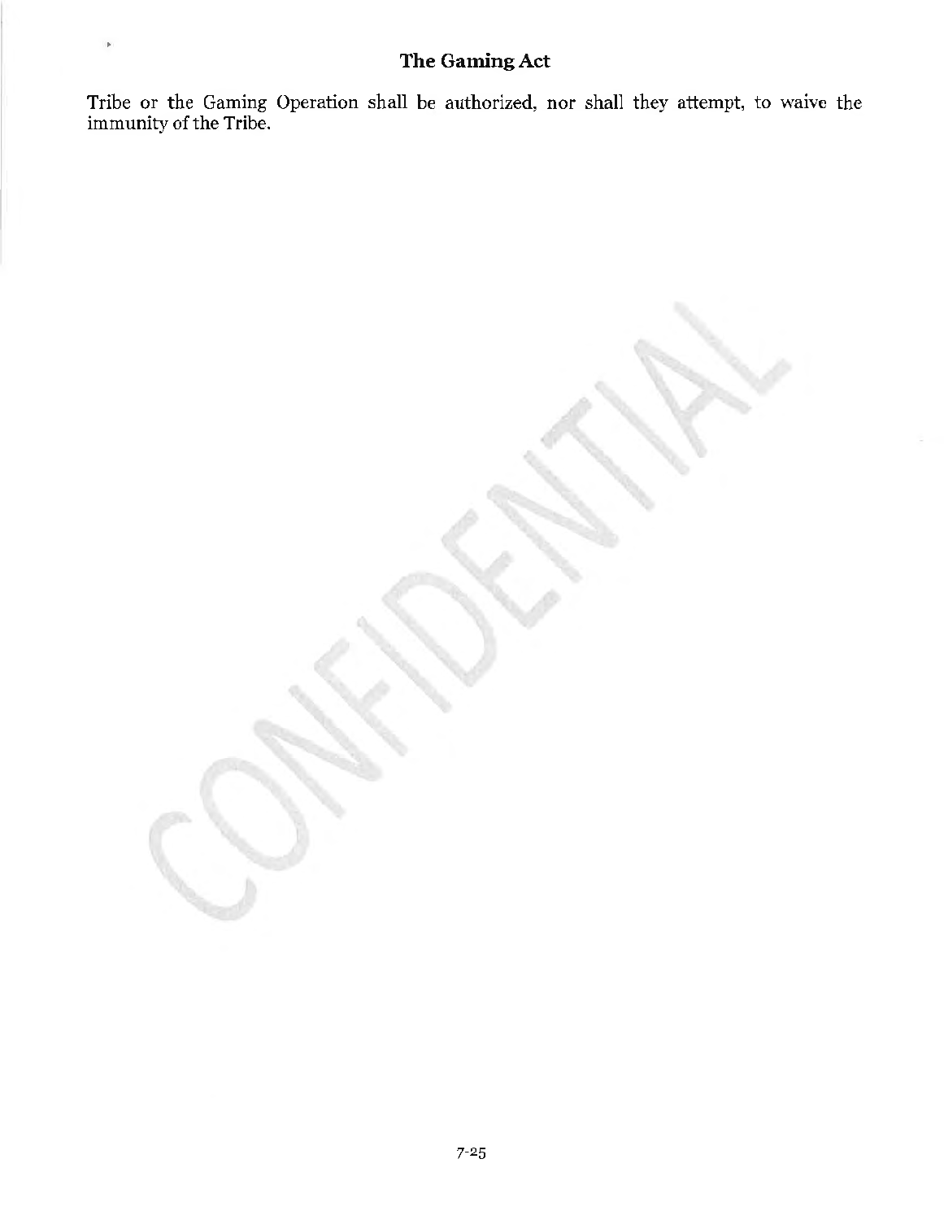Tribe or the Gaming Operation shall be authorized, nor shall they attempt, to waive the immunity of the Tribe.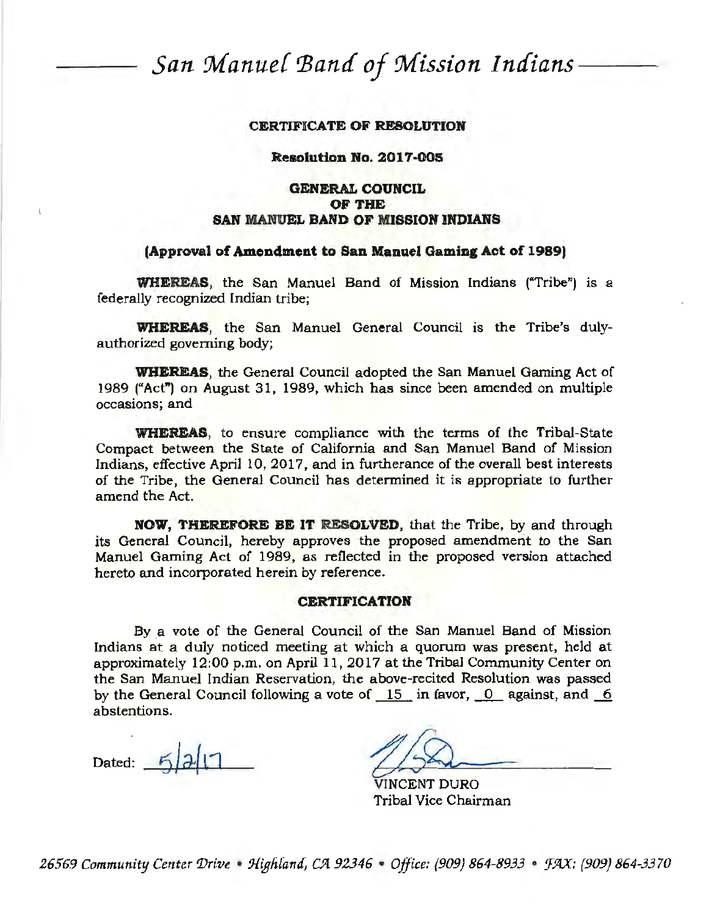# *San Manuel Band of Mission Indians*

**CERTIFICATE OF RESOLUTION**

**Resolution No. 2017-005**

**GENERAL COUNCIL**
**OF THE**
**SAN MANUEL BAND OF MISSION INDIANS**

**(Approval of Amendment to San Manuel Gaming Act of 1989)**

**WHEREAS**, the San Manuel Band of Mission Indians ("Tribe") is a federally recognized Indian tribe;

**WHEREAS**, the San Manuel General Council is the Tribe's duly-authorized governing body;

**WHEREAS**, the General Council adopted the San Manuel Gaming Act of 1989 ("Act") on August 31, 1989, which has since been amended on multiple occasions; and

**WHEREAS**, to ensure compliance with the terms of the Tribal-State Compact between the State of California and San Manuel Band of Mission Indians, effective April 10, 2017, and in furtherance of the overall best interests of the Tribe, the General Council has determined it is appropriate to further amend the Act.

**NOW, THEREFORE BE IT RESOLVED**, that the Tribe, by and through its General Council, hereby approves the proposed amendment to the San Manuel Gaming Act of 1989, as reflected in the proposed version attached hereto and incorporated herein by reference.

**CERTIFICATION**

By a vote of the General Council of the San Manuel Band of Mission Indians at a duly noticed meeting at which a quorum was present, held at approximately 12:00 p.m. on April 11, 2017 at the Tribal Community Center on the San Manuel Indian Reservation, the above-recited Resolution was passed by the General Council following a vote of 15 in favor, 0 against, and 6 abstentions.

Dated: 5/2/17

VINCENT DURO
Tribal Vice Chairman

*26569 Community Center Drive • Highland, CA 92346 • Office: (909) 864-8933 • FAX: (909) 864-3370*